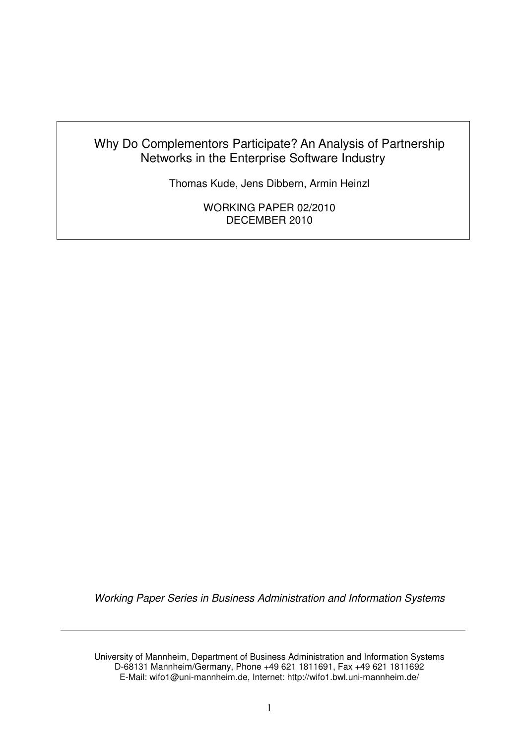# Why Do Complementors Participate? An Analysis of Partnership Networks in the Enterprise Software Industry

Thomas Kude, Jens Dibbern, Armin Heinzl

WORKING PAPER 02/2010
DECEMBER 2010

*Working Paper Series in Business Administration and Information Systems*

---

University of Mannheim, Department of Business Administration and Information Systems
D-68131 Mannheim/Germany, Phone +49 621 1811691, Fax +49 621 1811692
E-Mail: wifo1@uni-mannheim.de, Internet: http://wifo1.bwl.uni-mannheim.de/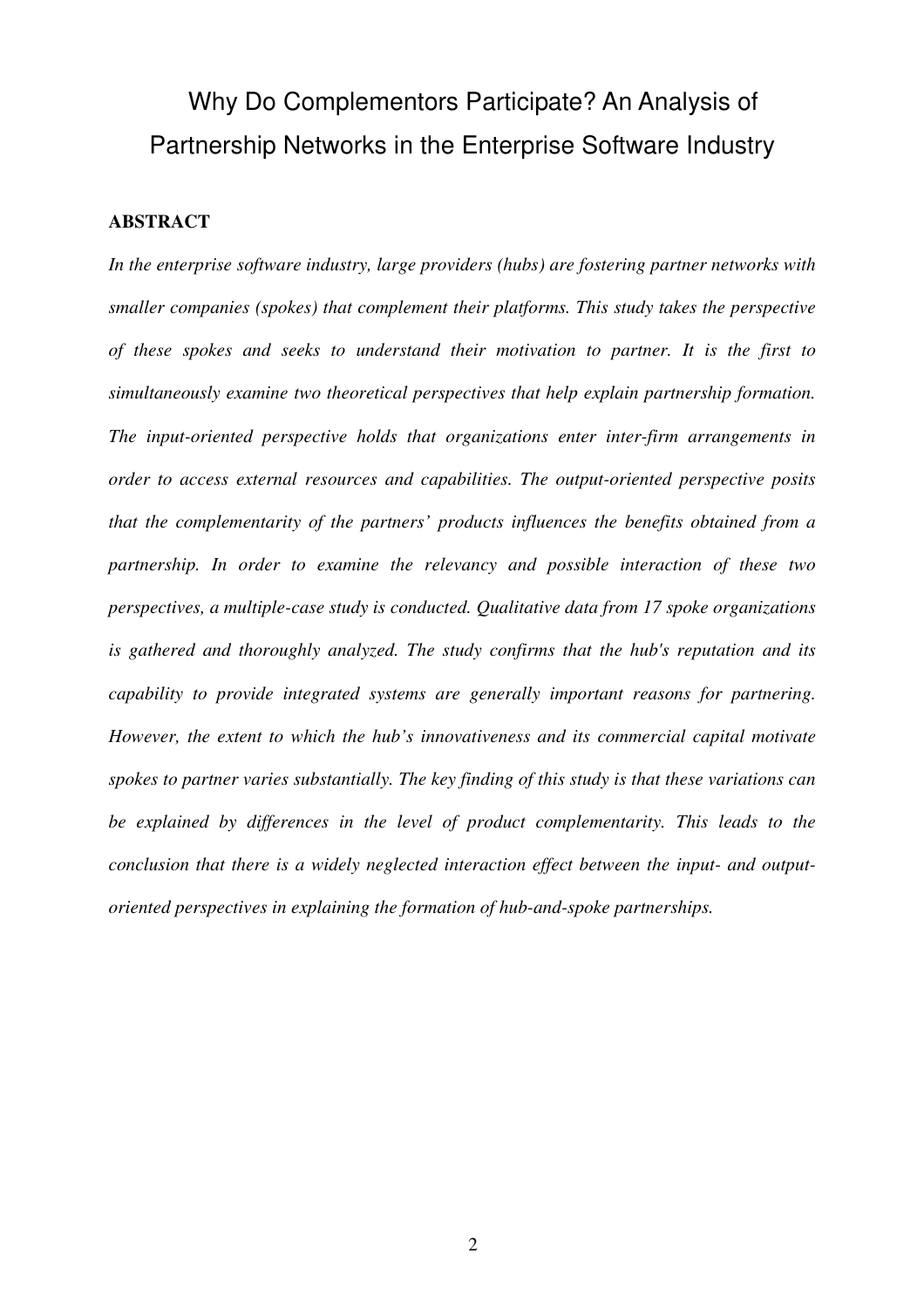# Why Do Complementors Participate? An Analysis of Partnership Networks in the Enterprise Software Industry

## ABSTRACT

*In the enterprise software industry, large providers (hubs) are fostering partner networks with smaller companies (spokes) that complement their platforms. This study takes the perspective of these spokes and seeks to understand their motivation to partner. It is the first to simultaneously examine two theoretical perspectives that help explain partnership formation. The input-oriented perspective holds that organizations enter inter-firm arrangements in order to access external resources and capabilities. The output-oriented perspective posits that the complementarity of the partners' products influences the benefits obtained from a partnership. In order to examine the relevancy and possible interaction of these two perspectives, a multiple-case study is conducted. Qualitative data from 17 spoke organizations is gathered and thoroughly analyzed. The study confirms that the hub's reputation and its capability to provide integrated systems are generally important reasons for partnering. However, the extent to which the hub's innovativeness and its commercial capital motivate spokes to partner varies substantially. The key finding of this study is that these variations can be explained by differences in the level of product complementarity. This leads to the conclusion that there is a widely neglected interaction effect between the input- and output-oriented perspectives in explaining the formation of hub-and-spoke partnerships.*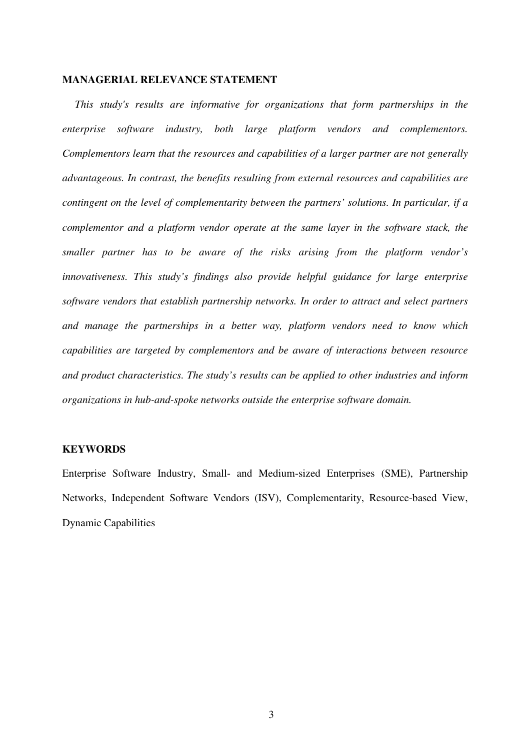## MANAGERIAL RELEVANCE STATEMENT

*This study's results are informative for organizations that form partnerships in the enterprise software industry, both large platform vendors and complementors. Complementors learn that the resources and capabilities of a larger partner are not generally advantageous. In contrast, the benefits resulting from external resources and capabilities are contingent on the level of complementarity between the partners' solutions. In particular, if a complementor and a platform vendor operate at the same layer in the software stack, the smaller partner has to be aware of the risks arising from the platform vendor's innovativeness. This study's findings also provide helpful guidance for large enterprise software vendors that establish partnership networks. In order to attract and select partners and manage the partnerships in a better way, platform vendors need to know which capabilities are targeted by complementors and be aware of interactions between resource and product characteristics. The study's results can be applied to other industries and inform organizations in hub-and-spoke networks outside the enterprise software domain.*

## KEYWORDS

Enterprise Software Industry, Small- and Medium-sized Enterprises (SME), Partnership Networks, Independent Software Vendors (ISV), Complementarity, Resource-based View, Dynamic Capabilities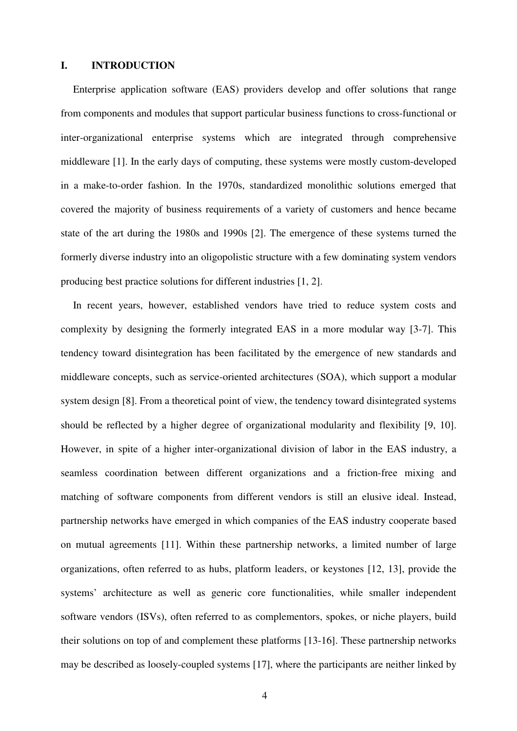# I. INTRODUCTION

Enterprise application software (EAS) providers develop and offer solutions that range from components and modules that support particular business functions to cross-functional or inter-organizational enterprise systems which are integrated through comprehensive middleware [1]. In the early days of computing, these systems were mostly custom-developed in a make-to-order fashion. In the 1970s, standardized monolithic solutions emerged that covered the majority of business requirements of a variety of customers and hence became state of the art during the 1980s and 1990s [2]. The emergence of these systems turned the formerly diverse industry into an oligopolistic structure with a few dominating system vendors producing best practice solutions for different industries [1, 2].

In recent years, however, established vendors have tried to reduce system costs and complexity by designing the formerly integrated EAS in a more modular way [3-7]. This tendency toward disintegration has been facilitated by the emergence of new standards and middleware concepts, such as service-oriented architectures (SOA), which support a modular system design [8]. From a theoretical point of view, the tendency toward disintegrated systems should be reflected by a higher degree of organizational modularity and flexibility [9, 10]. However, in spite of a higher inter-organizational division of labor in the EAS industry, a seamless coordination between different organizations and a friction-free mixing and matching of software components from different vendors is still an elusive ideal. Instead, partnership networks have emerged in which companies of the EAS industry cooperate based on mutual agreements [11]. Within these partnership networks, a limited number of large organizations, often referred to as hubs, platform leaders, or keystones [12, 13], provide the systems' architecture as well as generic core functionalities, while smaller independent software vendors (ISVs), often referred to as complementors, spokes, or niche players, build their solutions on top of and complement these platforms [13-16]. These partnership networks may be described as loosely-coupled systems [17], where the participants are neither linked by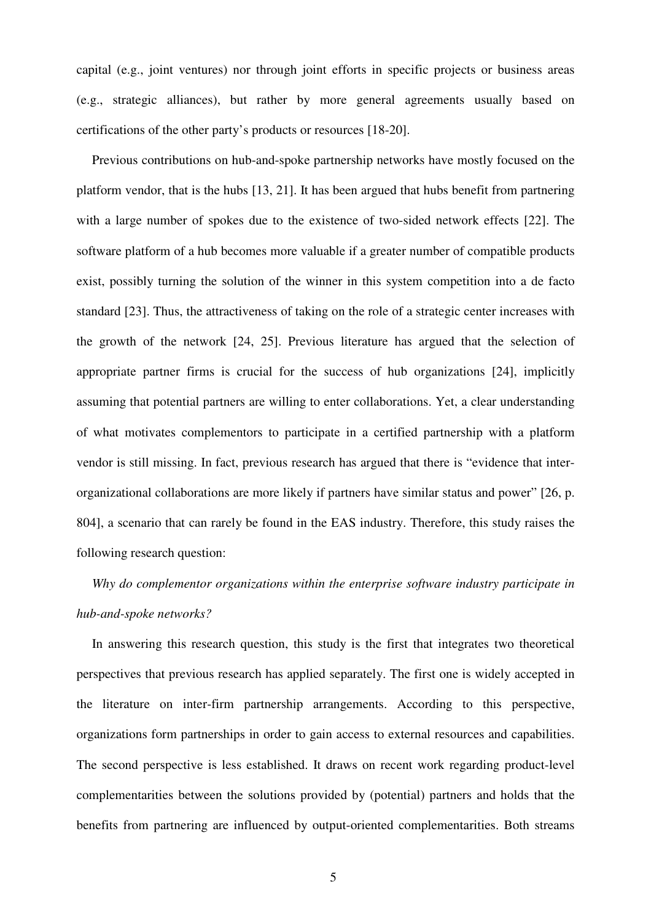capital (e.g., joint ventures) nor through joint efforts in specific projects or business areas (e.g., strategic alliances), but rather by more general agreements usually based on certifications of the other party's products or resources [18-20].

Previous contributions on hub-and-spoke partnership networks have mostly focused on the platform vendor, that is the hubs [13, 21]. It has been argued that hubs benefit from partnering with a large number of spokes due to the existence of two-sided network effects [22]. The software platform of a hub becomes more valuable if a greater number of compatible products exist, possibly turning the solution of the winner in this system competition into a de facto standard [23]. Thus, the attractiveness of taking on the role of a strategic center increases with the growth of the network [24, 25]. Previous literature has argued that the selection of appropriate partner firms is crucial for the success of hub organizations [24], implicitly assuming that potential partners are willing to enter collaborations. Yet, a clear understanding of what motivates complementors to participate in a certified partnership with a platform vendor is still missing. In fact, previous research has argued that there is "evidence that inter-organizational collaborations are more likely if partners have similar status and power" [26, p. 804], a scenario that can rarely be found in the EAS industry. Therefore, this study raises the following research question:

*Why do complementor organizations within the enterprise software industry participate in hub-and-spoke networks?*

In answering this research question, this study is the first that integrates two theoretical perspectives that previous research has applied separately. The first one is widely accepted in the literature on inter-firm partnership arrangements. According to this perspective, organizations form partnerships in order to gain access to external resources and capabilities. The second perspective is less established. It draws on recent work regarding product-level complementarities between the solutions provided by (potential) partners and holds that the benefits from partnering are influenced by output-oriented complementarities. Both streams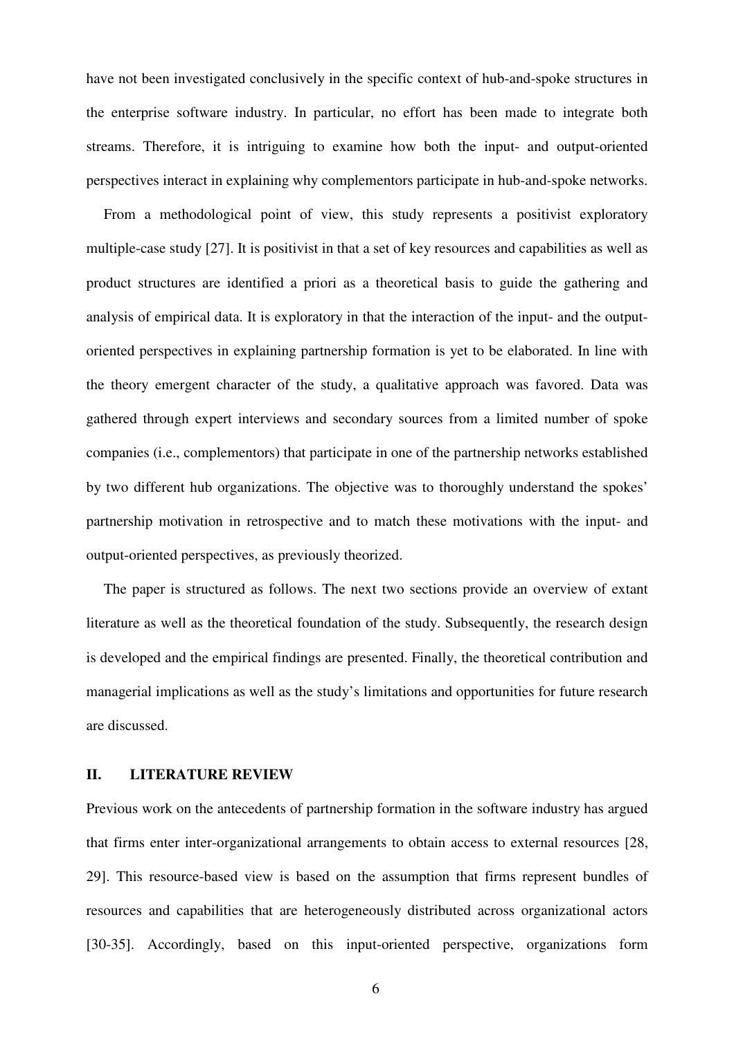have not been investigated conclusively in the specific context of hub-and-spoke structures in the enterprise software industry. In particular, no effort has been made to integrate both streams. Therefore, it is intriguing to examine how both the input- and output-oriented perspectives interact in explaining why complementors participate in hub-and-spoke networks.

From a methodological point of view, this study represents a positivist exploratory multiple-case study [27]. It is positivist in that a set of key resources and capabilities as well as product structures are identified a priori as a theoretical basis to guide the gathering and analysis of empirical data. It is exploratory in that the interaction of the input- and the output-oriented perspectives in explaining partnership formation is yet to be elaborated. In line with the theory emergent character of the study, a qualitative approach was favored. Data was gathered through expert interviews and secondary sources from a limited number of spoke companies (i.e., complementors) that participate in one of the partnership networks established by two different hub organizations. The objective was to thoroughly understand the spokes' partnership motivation in retrospective and to match these motivations with the input- and output-oriented perspectives, as previously theorized.

The paper is structured as follows. The next two sections provide an overview of extant literature as well as the theoretical foundation of the study. Subsequently, the research design is developed and the empirical findings are presented. Finally, the theoretical contribution and managerial implications as well as the study's limitations and opportunities for future research are discussed.

## II. LITERATURE REVIEW

Previous work on the antecedents of partnership formation in the software industry has argued that firms enter inter-organizational arrangements to obtain access to external resources [28, 29]. This resource-based view is based on the assumption that firms represent bundles of resources and capabilities that are heterogeneously distributed across organizational actors [30-35]. Accordingly, based on this input-oriented perspective, organizations form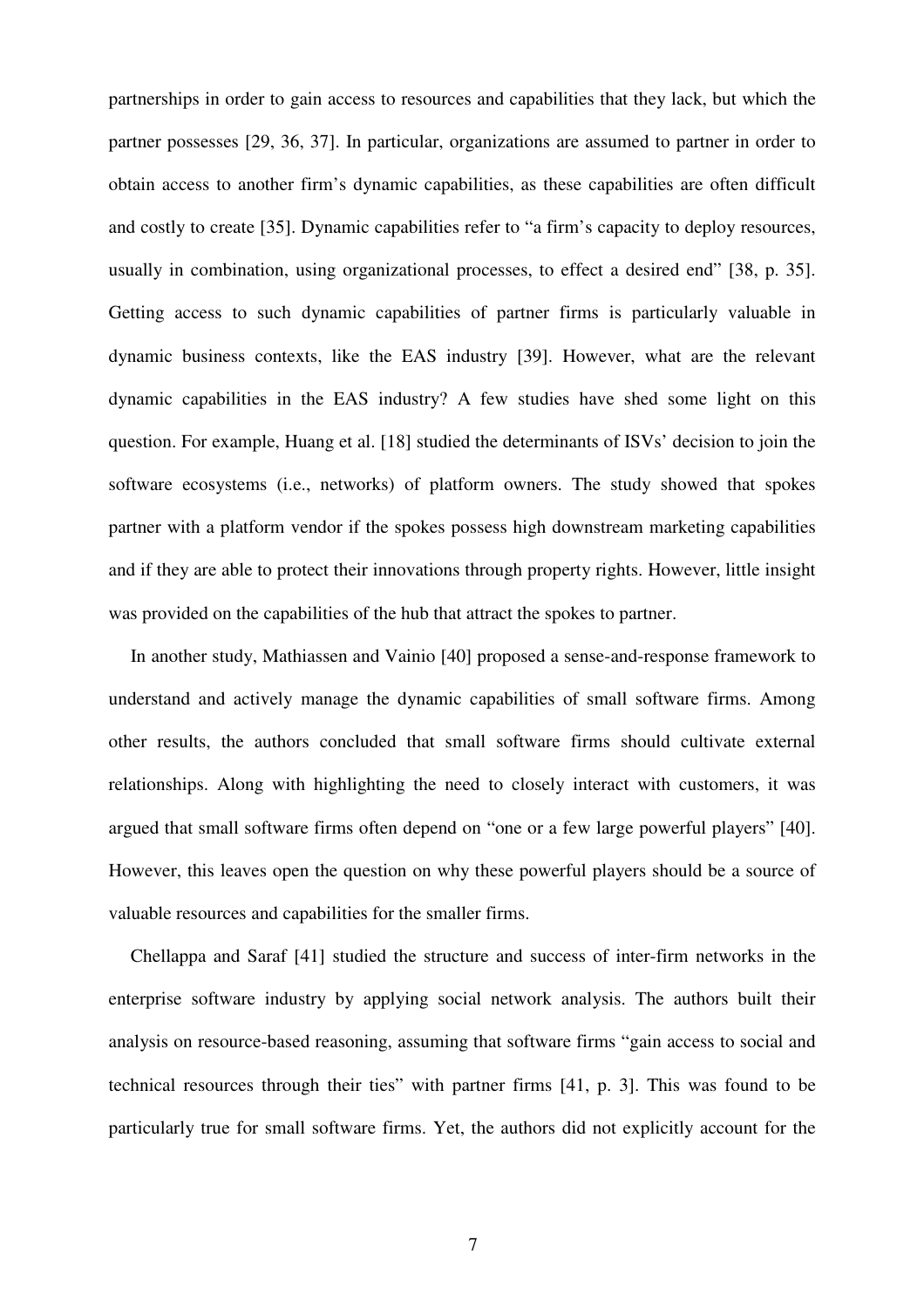partnerships in order to gain access to resources and capabilities that they lack, but which the partner possesses [29, 36, 37]. In particular, organizations are assumed to partner in order to obtain access to another firm's dynamic capabilities, as these capabilities are often difficult and costly to create [35]. Dynamic capabilities refer to "a firm's capacity to deploy resources, usually in combination, using organizational processes, to effect a desired end" [38, p. 35]. Getting access to such dynamic capabilities of partner firms is particularly valuable in dynamic business contexts, like the EAS industry [39]. However, what are the relevant dynamic capabilities in the EAS industry? A few studies have shed some light on this question. For example, Huang et al. [18] studied the determinants of ISVs' decision to join the software ecosystems (i.e., networks) of platform owners. The study showed that spokes partner with a platform vendor if the spokes possess high downstream marketing capabilities and if they are able to protect their innovations through property rights. However, little insight was provided on the capabilities of the hub that attract the spokes to partner.

In another study, Mathiassen and Vainio [40] proposed a sense-and-response framework to understand and actively manage the dynamic capabilities of small software firms. Among other results, the authors concluded that small software firms should cultivate external relationships. Along with highlighting the need to closely interact with customers, it was argued that small software firms often depend on "one or a few large powerful players" [40]. However, this leaves open the question on why these powerful players should be a source of valuable resources and capabilities for the smaller firms.

Chellappa and Saraf [41] studied the structure and success of inter-firm networks in the enterprise software industry by applying social network analysis. The authors built their analysis on resource-based reasoning, assuming that software firms "gain access to social and technical resources through their ties" with partner firms [41, p. 3]. This was found to be particularly true for small software firms. Yet, the authors did not explicitly account for the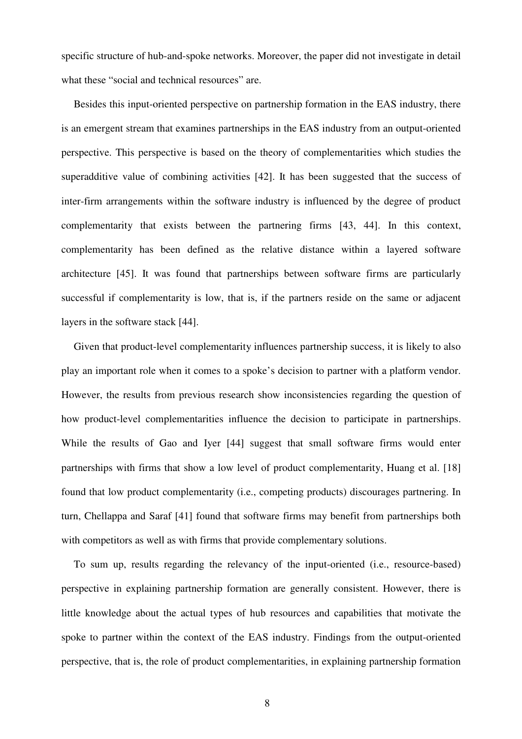specific structure of hub-and-spoke networks. Moreover, the paper did not investigate in detail what these "social and technical resources" are.

Besides this input-oriented perspective on partnership formation in the EAS industry, there is an emergent stream that examines partnerships in the EAS industry from an output-oriented perspective. This perspective is based on the theory of complementarities which studies the superadditive value of combining activities [42]. It has been suggested that the success of inter-firm arrangements within the software industry is influenced by the degree of product complementarity that exists between the partnering firms [43, 44]. In this context, complementarity has been defined as the relative distance within a layered software architecture [45]. It was found that partnerships between software firms are particularly successful if complementarity is low, that is, if the partners reside on the same or adjacent layers in the software stack [44].

Given that product-level complementarity influences partnership success, it is likely to also play an important role when it comes to a spoke's decision to partner with a platform vendor. However, the results from previous research show inconsistencies regarding the question of how product-level complementarities influence the decision to participate in partnerships. While the results of Gao and Iyer [44] suggest that small software firms would enter partnerships with firms that show a low level of product complementarity, Huang et al. [18] found that low product complementarity (i.e., competing products) discourages partnering. In turn, Chellappa and Saraf [41] found that software firms may benefit from partnerships both with competitors as well as with firms that provide complementary solutions.

To sum up, results regarding the relevancy of the input-oriented (i.e., resource-based) perspective in explaining partnership formation are generally consistent. However, there is little knowledge about the actual types of hub resources and capabilities that motivate the spoke to partner within the context of the EAS industry. Findings from the output-oriented perspective, that is, the role of product complementarities, in explaining partnership formation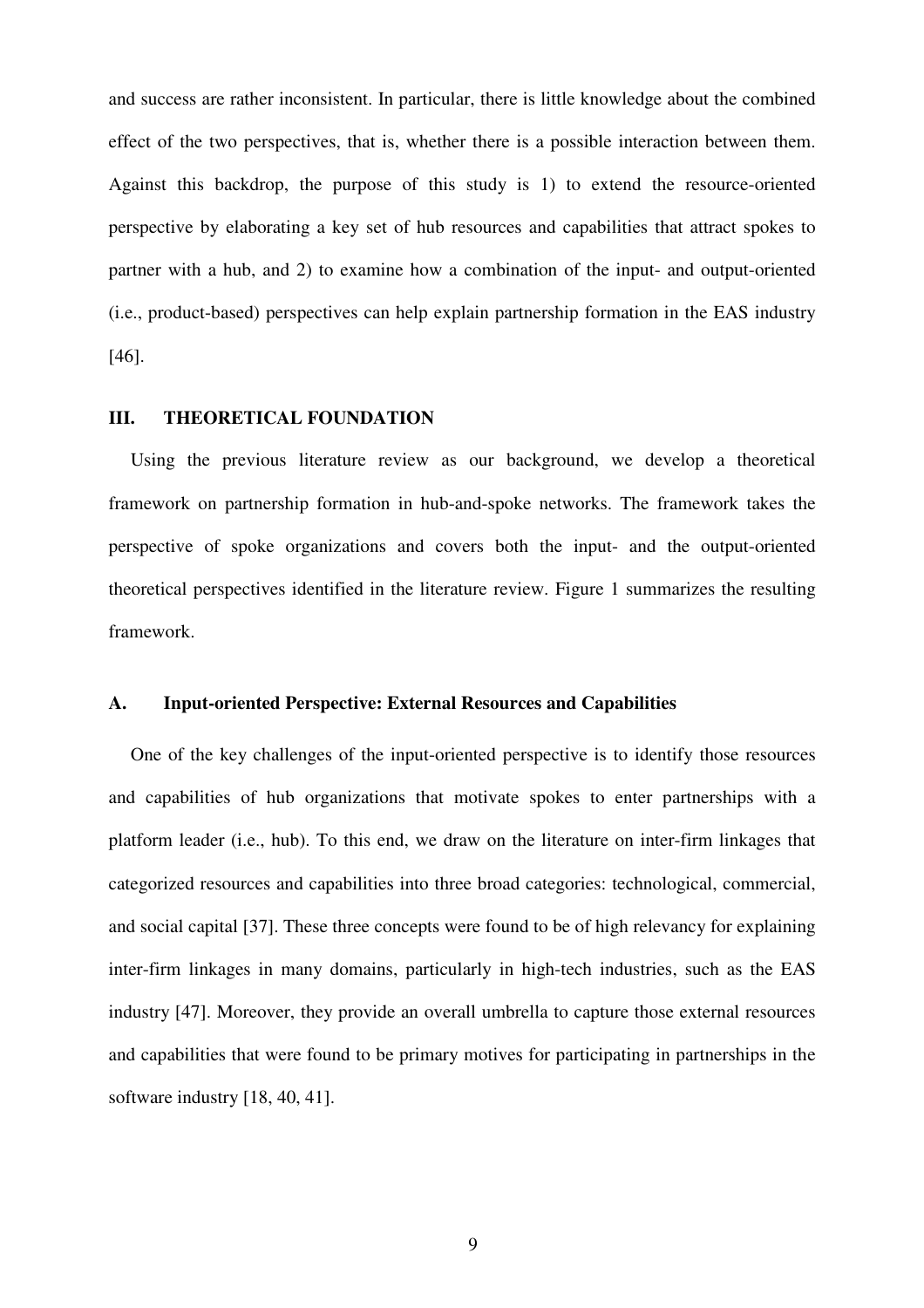and success are rather inconsistent. In particular, there is little knowledge about the combined effect of the two perspectives, that is, whether there is a possible interaction between them. Against this backdrop, the purpose of this study is 1) to extend the resource-oriented perspective by elaborating a key set of hub resources and capabilities that attract spokes to partner with a hub, and 2) to examine how a combination of the input- and output-oriented (i.e., product-based) perspectives can help explain partnership formation in the EAS industry [46].

## III. THEORETICAL FOUNDATION

Using the previous literature review as our background, we develop a theoretical framework on partnership formation in hub-and-spoke networks. The framework takes the perspective of spoke organizations and covers both the input- and the output-oriented theoretical perspectives identified in the literature review. Figure 1 summarizes the resulting framework.

### A. Input-oriented Perspective: External Resources and Capabilities

One of the key challenges of the input-oriented perspective is to identify those resources and capabilities of hub organizations that motivate spokes to enter partnerships with a platform leader (i.e., hub). To this end, we draw on the literature on inter-firm linkages that categorized resources and capabilities into three broad categories: technological, commercial, and social capital [37]. These three concepts were found to be of high relevancy for explaining inter-firm linkages in many domains, particularly in high-tech industries, such as the EAS industry [47]. Moreover, they provide an overall umbrella to capture those external resources and capabilities that were found to be primary motives for participating in partnerships in the software industry [18, 40, 41].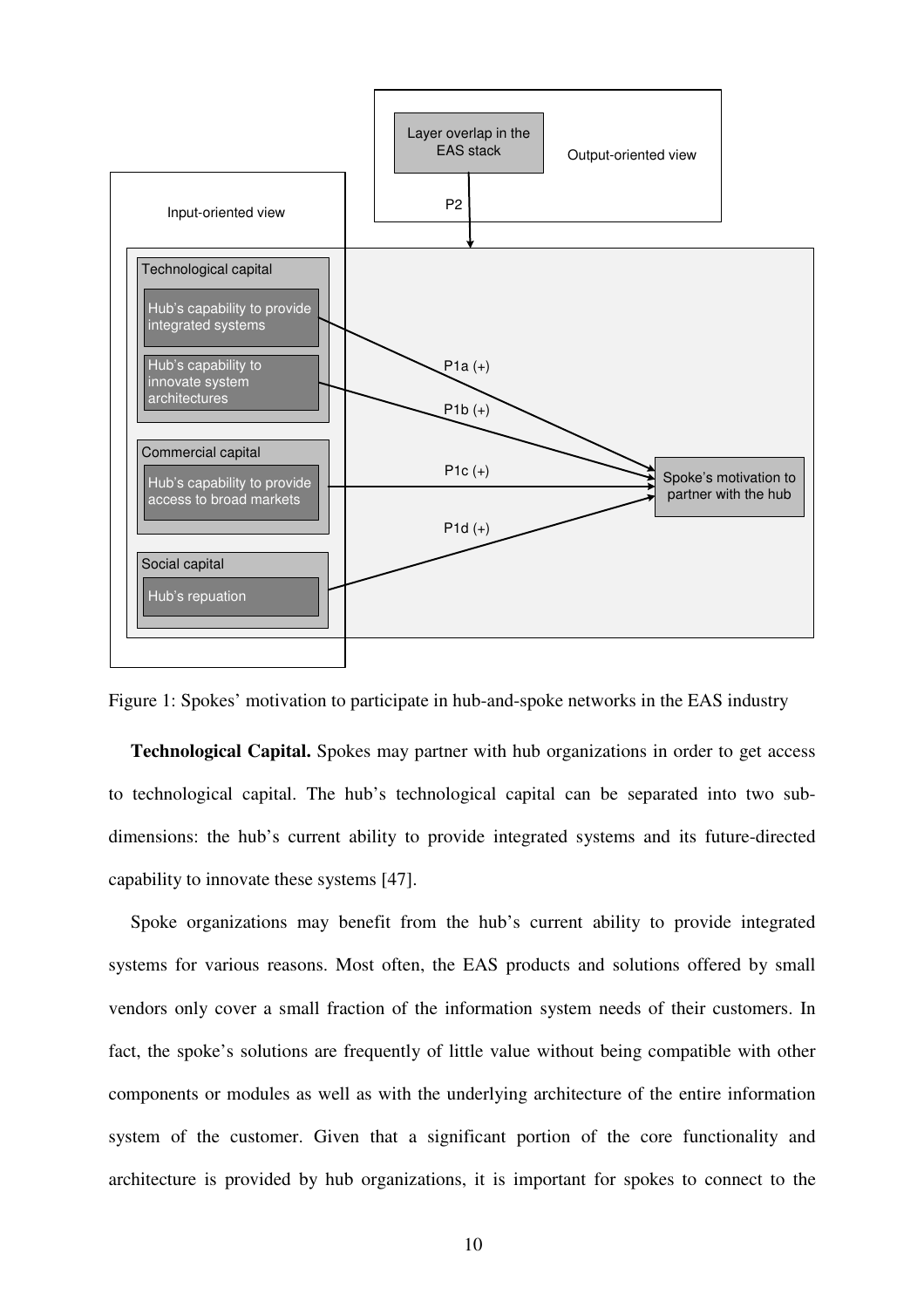Figure 1: Spokes' motivation to participate in hub-and-spoke networks in the EAS industry

**Technological Capital.** Spokes may partner with hub organizations in order to get access to technological capital. The hub's technological capital can be separated into two sub-dimensions: the hub's current ability to provide integrated systems and its future-directed capability to innovate these systems [47].

Spoke organizations may benefit from the hub's current ability to provide integrated systems for various reasons. Most often, the EAS products and solutions offered by small vendors only cover a small fraction of the information system needs of their customers. In fact, the spoke's solutions are frequently of little value without being compatible with other components or modules as well as with the underlying architecture of the entire information system of the customer. Given that a significant portion of the core functionality and architecture is provided by hub organizations, it is important for spokes to connect to the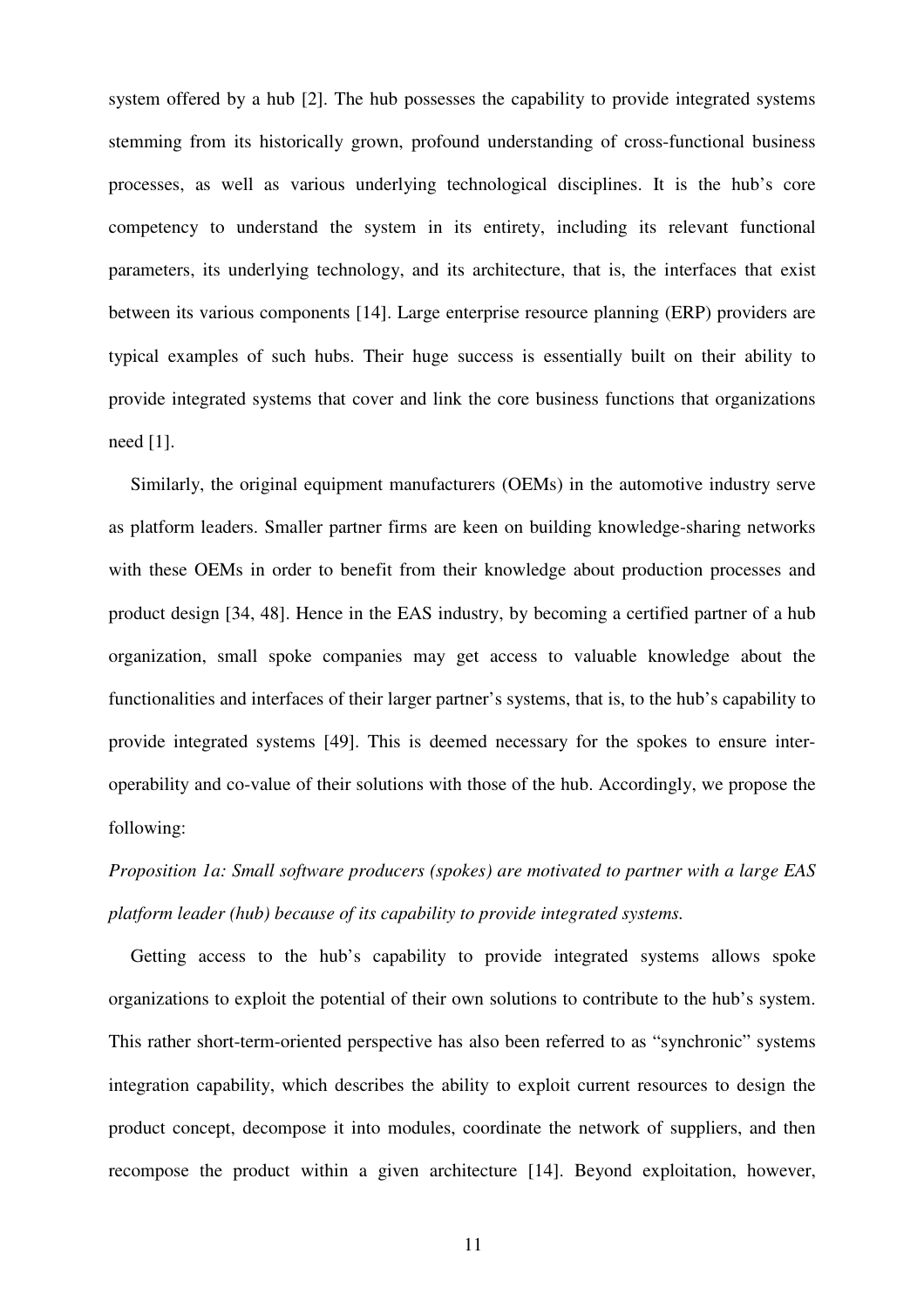system offered by a hub [2]. The hub possesses the capability to provide integrated systems stemming from its historically grown, profound understanding of cross-functional business processes, as well as various underlying technological disciplines. It is the hub's core competency to understand the system in its entirety, including its relevant functional parameters, its underlying technology, and its architecture, that is, the interfaces that exist between its various components [14]. Large enterprise resource planning (ERP) providers are typical examples of such hubs. Their huge success is essentially built on their ability to provide integrated systems that cover and link the core business functions that organizations need [1].

Similarly, the original equipment manufacturers (OEMs) in the automotive industry serve as platform leaders. Smaller partner firms are keen on building knowledge-sharing networks with these OEMs in order to benefit from their knowledge about production processes and product design [34, 48]. Hence in the EAS industry, by becoming a certified partner of a hub organization, small spoke companies may get access to valuable knowledge about the functionalities and interfaces of their larger partner's systems, that is, to the hub's capability to provide integrated systems [49]. This is deemed necessary for the spokes to ensure inter-operability and co-value of their solutions with those of the hub. Accordingly, we propose the following:

*Proposition 1a: Small software producers (spokes) are motivated to partner with a large EAS platform leader (hub) because of its capability to provide integrated systems.*

Getting access to the hub's capability to provide integrated systems allows spoke organizations to exploit the potential of their own solutions to contribute to the hub's system. This rather short-term-oriented perspective has also been referred to as "synchronic" systems integration capability, which describes the ability to exploit current resources to design the product concept, decompose it into modules, coordinate the network of suppliers, and then recompose the product within a given architecture [14]. Beyond exploitation, however,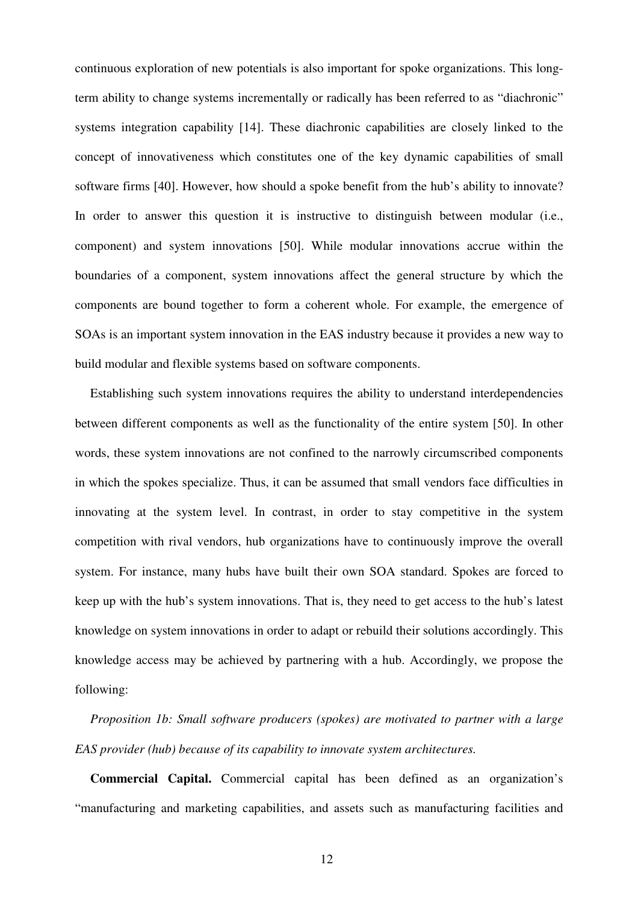continuous exploration of new potentials is also important for spoke organizations. This long-term ability to change systems incrementally or radically has been referred to as "diachronic" systems integration capability [14]. These diachronic capabilities are closely linked to the concept of innovativeness which constitutes one of the key dynamic capabilities of small software firms [40]. However, how should a spoke benefit from the hub's ability to innovate? In order to answer this question it is instructive to distinguish between modular (i.e., component) and system innovations [50]. While modular innovations accrue within the boundaries of a component, system innovations affect the general structure by which the components are bound together to form a coherent whole. For example, the emergence of SOAs is an important system innovation in the EAS industry because it provides a new way to build modular and flexible systems based on software components.

Establishing such system innovations requires the ability to understand interdependencies between different components as well as the functionality of the entire system [50]. In other words, these system innovations are not confined to the narrowly circumscribed components in which the spokes specialize. Thus, it can be assumed that small vendors face difficulties in innovating at the system level. In contrast, in order to stay competitive in the system competition with rival vendors, hub organizations have to continuously improve the overall system. For instance, many hubs have built their own SOA standard. Spokes are forced to keep up with the hub's system innovations. That is, they need to get access to the hub's latest knowledge on system innovations in order to adapt or rebuild their solutions accordingly. This knowledge access may be achieved by partnering with a hub. Accordingly, we propose the following:

*Proposition 1b: Small software producers (spokes) are motivated to partner with a large EAS provider (hub) because of its capability to innovate system architectures.*

**Commercial Capital.** Commercial capital has been defined as an organization's "manufacturing and marketing capabilities, and assets such as manufacturing facilities and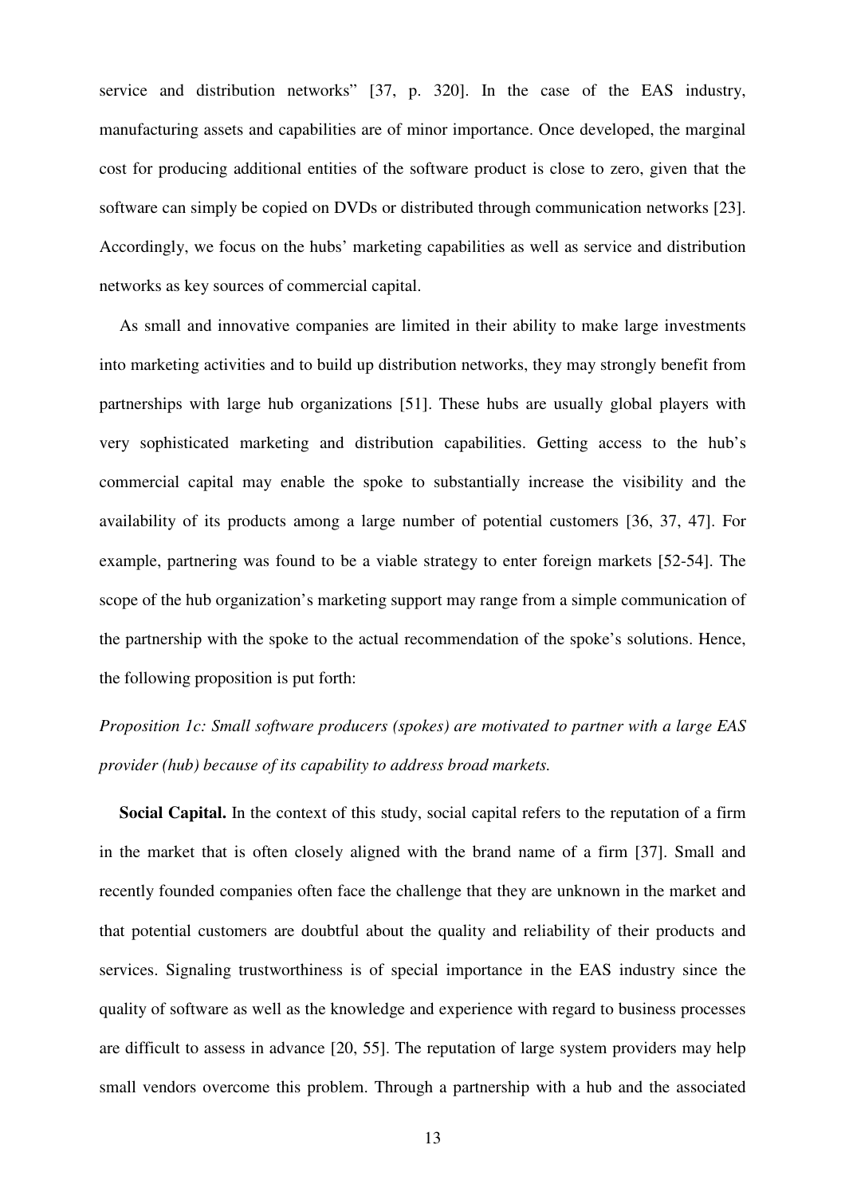service and distribution networks" [37, p. 320]. In the case of the EAS industry, manufacturing assets and capabilities are of minor importance. Once developed, the marginal cost for producing additional entities of the software product is close to zero, given that the software can simply be copied on DVDs or distributed through communication networks [23]. Accordingly, we focus on the hubs' marketing capabilities as well as service and distribution networks as key sources of commercial capital.

As small and innovative companies are limited in their ability to make large investments into marketing activities and to build up distribution networks, they may strongly benefit from partnerships with large hub organizations [51]. These hubs are usually global players with very sophisticated marketing and distribution capabilities. Getting access to the hub's commercial capital may enable the spoke to substantially increase the visibility and the availability of its products among a large number of potential customers [36, 37, 47]. For example, partnering was found to be a viable strategy to enter foreign markets [52-54]. The scope of the hub organization's marketing support may range from a simple communication of the partnership with the spoke to the actual recommendation of the spoke's solutions. Hence, the following proposition is put forth:

*Proposition 1c: Small software producers (spokes) are motivated to partner with a large EAS provider (hub) because of its capability to address broad markets.*

**Social Capital.** In the context of this study, social capital refers to the reputation of a firm in the market that is often closely aligned with the brand name of a firm [37]. Small and recently founded companies often face the challenge that they are unknown in the market and that potential customers are doubtful about the quality and reliability of their products and services. Signaling trustworthiness is of special importance in the EAS industry since the quality of software as well as the knowledge and experience with regard to business processes are difficult to assess in advance [20, 55]. The reputation of large system providers may help small vendors overcome this problem. Through a partnership with a hub and the associated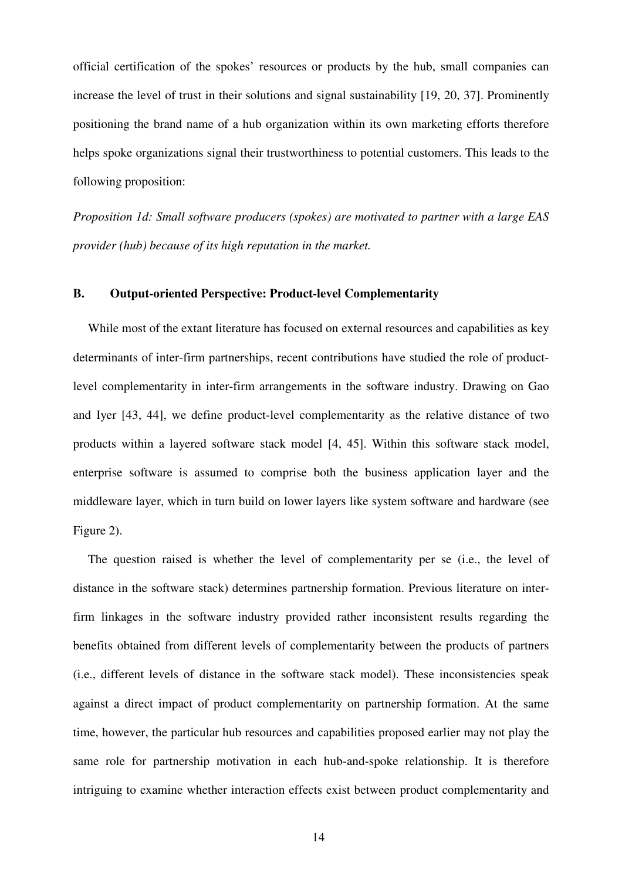official certification of the spokes' resources or products by the hub, small companies can increase the level of trust in their solutions and signal sustainability [19, 20, 37]. Prominently positioning the brand name of a hub organization within its own marketing efforts therefore helps spoke organizations signal their trustworthiness to potential customers. This leads to the following proposition:

*Proposition 1d: Small software producers (spokes) are motivated to partner with a large EAS provider (hub) because of its high reputation in the market.*

### B. Output-oriented Perspective: Product-level Complementarity

While most of the extant literature has focused on external resources and capabilities as key determinants of inter-firm partnerships, recent contributions have studied the role of product-level complementarity in inter-firm arrangements in the software industry. Drawing on Gao and Iyer [43, 44], we define product-level complementarity as the relative distance of two products within a layered software stack model [4, 45]. Within this software stack model, enterprise software is assumed to comprise both the business application layer and the middleware layer, which in turn build on lower layers like system software and hardware (see Figure 2).

The question raised is whether the level of complementarity per se (i.e., the level of distance in the software stack) determines partnership formation. Previous literature on inter-firm linkages in the software industry provided rather inconsistent results regarding the benefits obtained from different levels of complementarity between the products of partners (i.e., different levels of distance in the software stack model). These inconsistencies speak against a direct impact of product complementarity on partnership formation. At the same time, however, the particular hub resources and capabilities proposed earlier may not play the same role for partnership motivation in each hub-and-spoke relationship. It is therefore intriguing to examine whether interaction effects exist between product complementarity and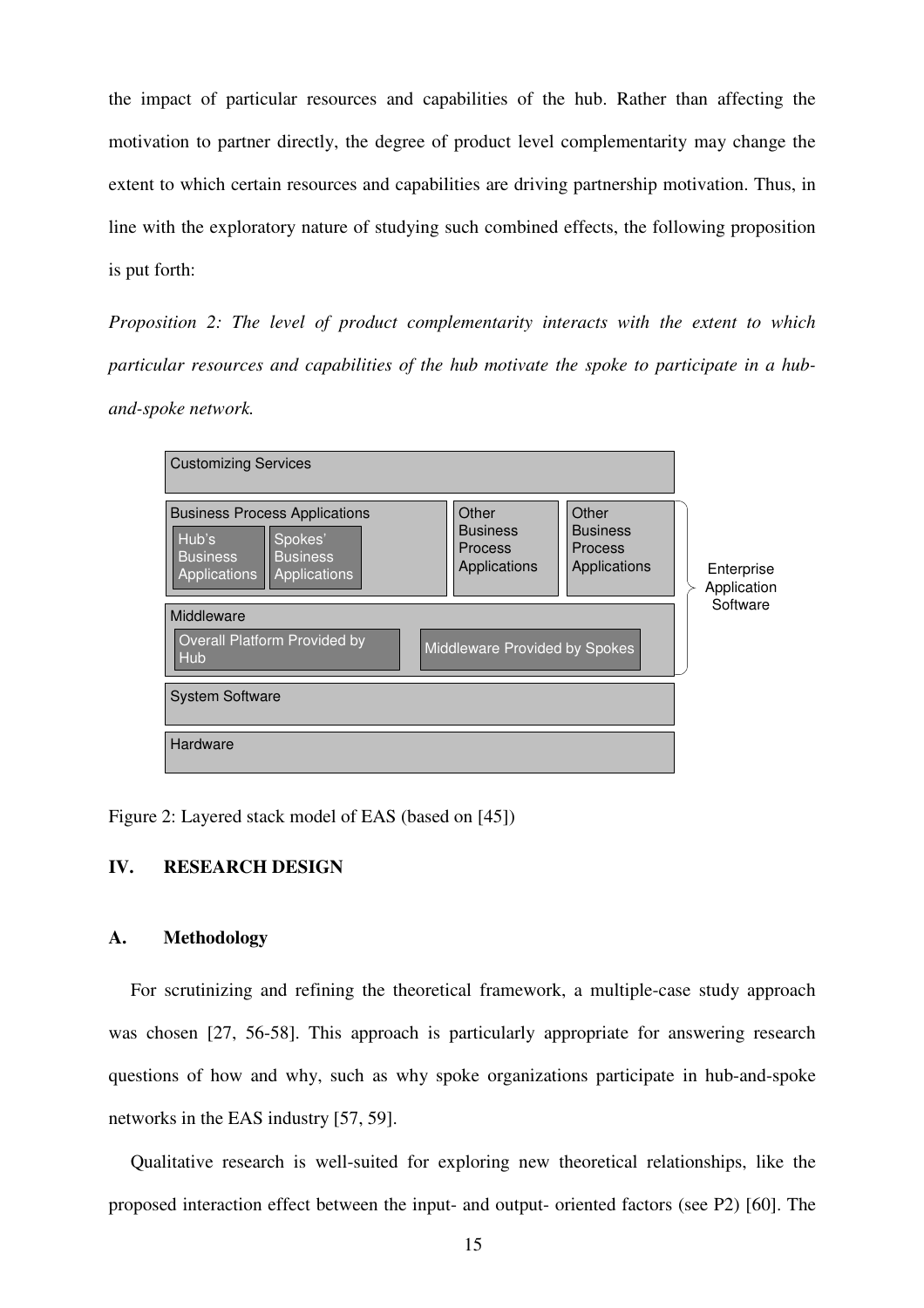the impact of particular resources and capabilities of the hub. Rather than affecting the motivation to partner directly, the degree of product level complementarity may change the extent to which certain resources and capabilities are driving partnership motivation. Thus, in line with the exploratory nature of studying such combined effects, the following proposition is put forth:

*Proposition 2: The level of product complementarity interacts with the extent to which particular resources and capabilities of the hub motivate the spoke to participate in a hub-and-spoke network.*

Customizing Services

Business Process Applications: Hub's Business Applications; Spokes' Business Applications | Other Business Process Applications | Other Business Process Applications

Middleware: Overall Platform Provided by Hub; Middleware Provided by Spokes

System Software

Hardware

Enterprise Application Software

Figure 2: Layered stack model of EAS (based on [45])

## IV. RESEARCH DESIGN

### A. Methodology

For scrutinizing and refining the theoretical framework, a multiple-case study approach was chosen [27, 56-58]. This approach is particularly appropriate for answering research questions of how and why, such as why spoke organizations participate in hub-and-spoke networks in the EAS industry [57, 59].

Qualitative research is well-suited for exploring new theoretical relationships, like the proposed interaction effect between the input- and output- oriented factors (see P2) [60]. The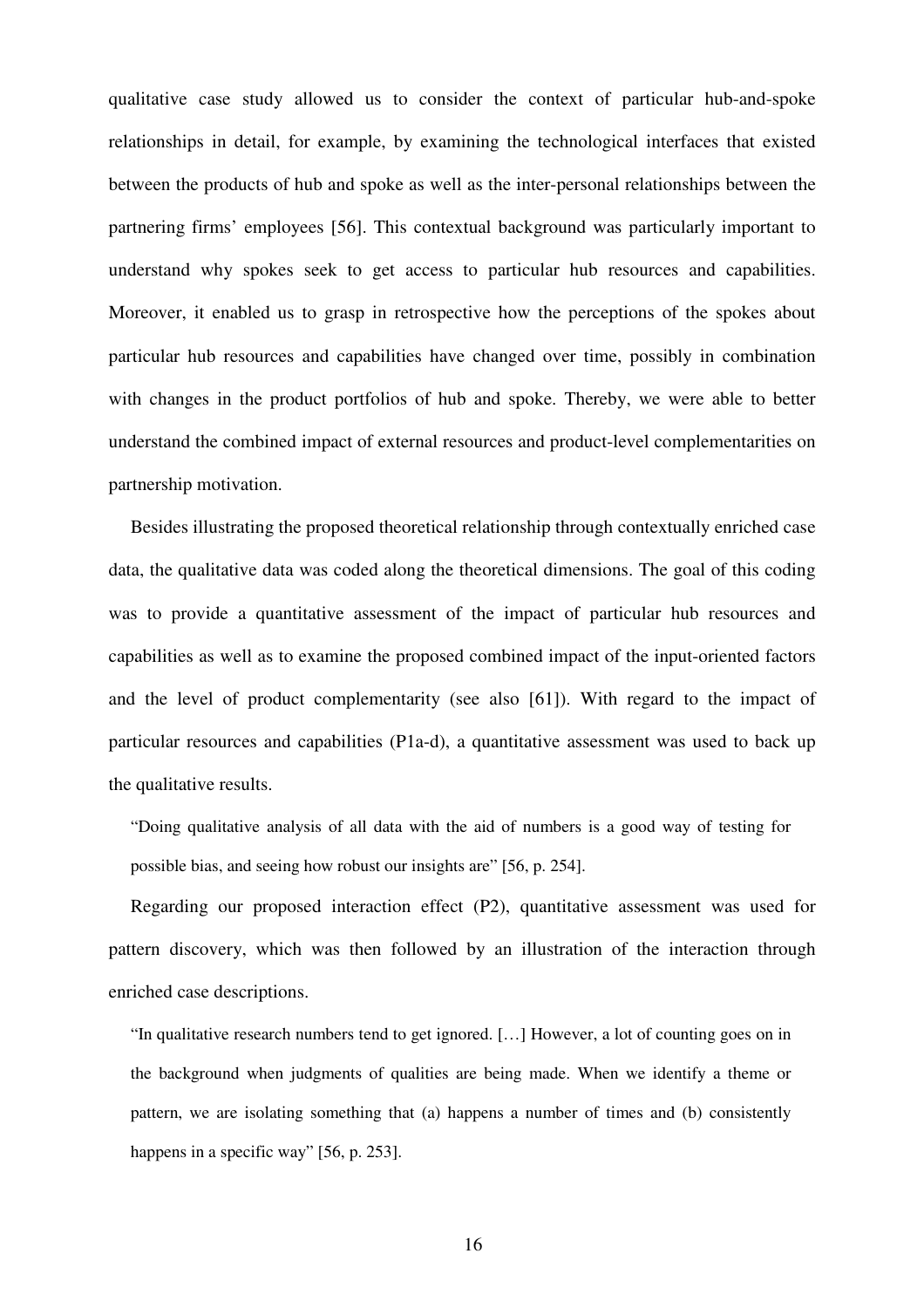qualitative case study allowed us to consider the context of particular hub-and-spoke relationships in detail, for example, by examining the technological interfaces that existed between the products of hub and spoke as well as the inter-personal relationships between the partnering firms' employees [56]. This contextual background was particularly important to understand why spokes seek to get access to particular hub resources and capabilities. Moreover, it enabled us to grasp in retrospective how the perceptions of the spokes about particular hub resources and capabilities have changed over time, possibly in combination with changes in the product portfolios of hub and spoke. Thereby, we were able to better understand the combined impact of external resources and product-level complementarities on partnership motivation.

Besides illustrating the proposed theoretical relationship through contextually enriched case data, the qualitative data was coded along the theoretical dimensions. The goal of this coding was to provide a quantitative assessment of the impact of particular hub resources and capabilities as well as to examine the proposed combined impact of the input-oriented factors and the level of product complementarity (see also [61]). With regard to the impact of particular resources and capabilities (P1a-d), a quantitative assessment was used to back up the qualitative results.

> "Doing qualitative analysis of all data with the aid of numbers is a good way of testing for possible bias, and seeing how robust our insights are" [56, p. 254].

Regarding our proposed interaction effect (P2), quantitative assessment was used for pattern discovery, which was then followed by an illustration of the interaction through enriched case descriptions.

> "In qualitative research numbers tend to get ignored. […] However, a lot of counting goes on in the background when judgments of qualities are being made. When we identify a theme or pattern, we are isolating something that (a) happens a number of times and (b) consistently happens in a specific way" [56, p. 253].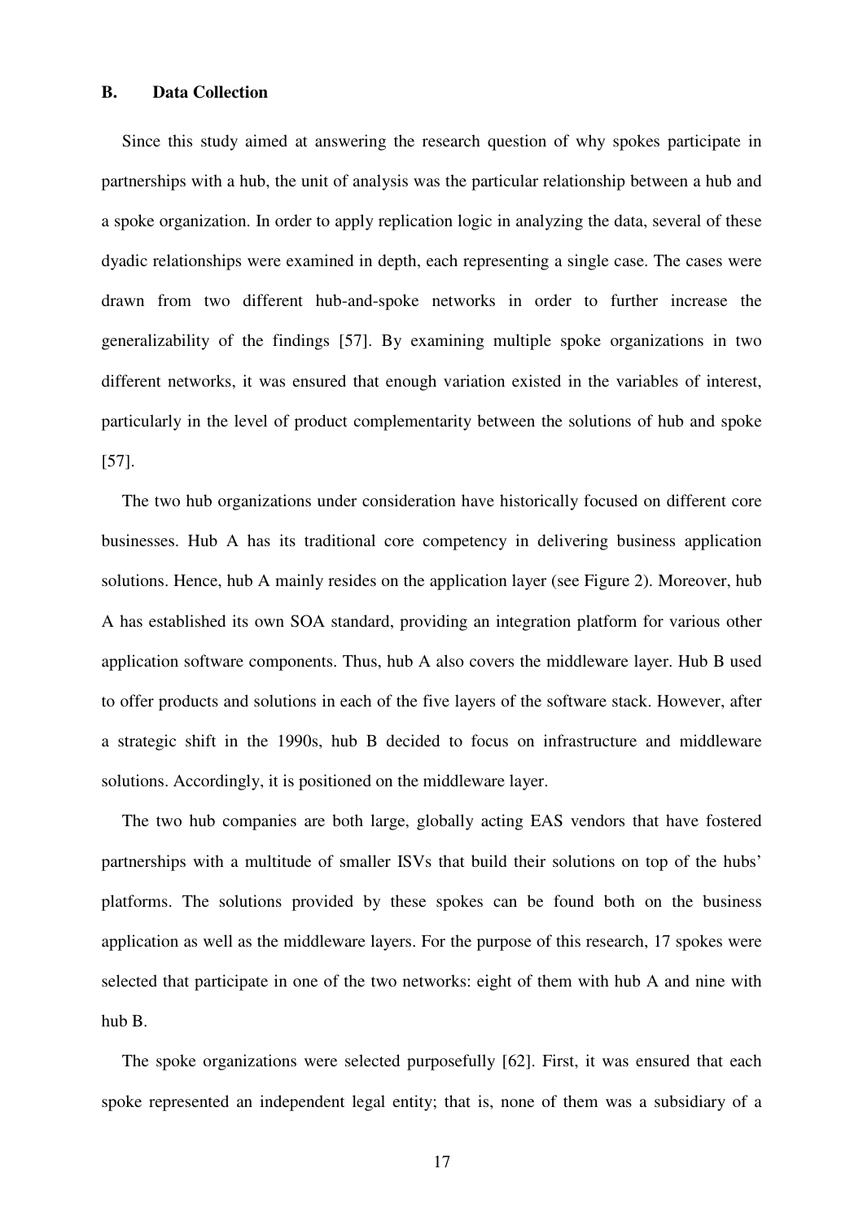### B. Data Collection

Since this study aimed at answering the research question of why spokes participate in partnerships with a hub, the unit of analysis was the particular relationship between a hub and a spoke organization. In order to apply replication logic in analyzing the data, several of these dyadic relationships were examined in depth, each representing a single case. The cases were drawn from two different hub-and-spoke networks in order to further increase the generalizability of the findings [57]. By examining multiple spoke organizations in two different networks, it was ensured that enough variation existed in the variables of interest, particularly in the level of product complementarity between the solutions of hub and spoke [57].

The two hub organizations under consideration have historically focused on different core businesses. Hub A has its traditional core competency in delivering business application solutions. Hence, hub A mainly resides on the application layer (see Figure 2). Moreover, hub A has established its own SOA standard, providing an integration platform for various other application software components. Thus, hub A also covers the middleware layer. Hub B used to offer products and solutions in each of the five layers of the software stack. However, after a strategic shift in the 1990s, hub B decided to focus on infrastructure and middleware solutions. Accordingly, it is positioned on the middleware layer.

The two hub companies are both large, globally acting EAS vendors that have fostered partnerships with a multitude of smaller ISVs that build their solutions on top of the hubs' platforms. The solutions provided by these spokes can be found both on the business application as well as the middleware layers. For the purpose of this research, 17 spokes were selected that participate in one of the two networks: eight of them with hub A and nine with hub B.

The spoke organizations were selected purposefully [62]. First, it was ensured that each spoke represented an independent legal entity; that is, none of them was a subsidiary of a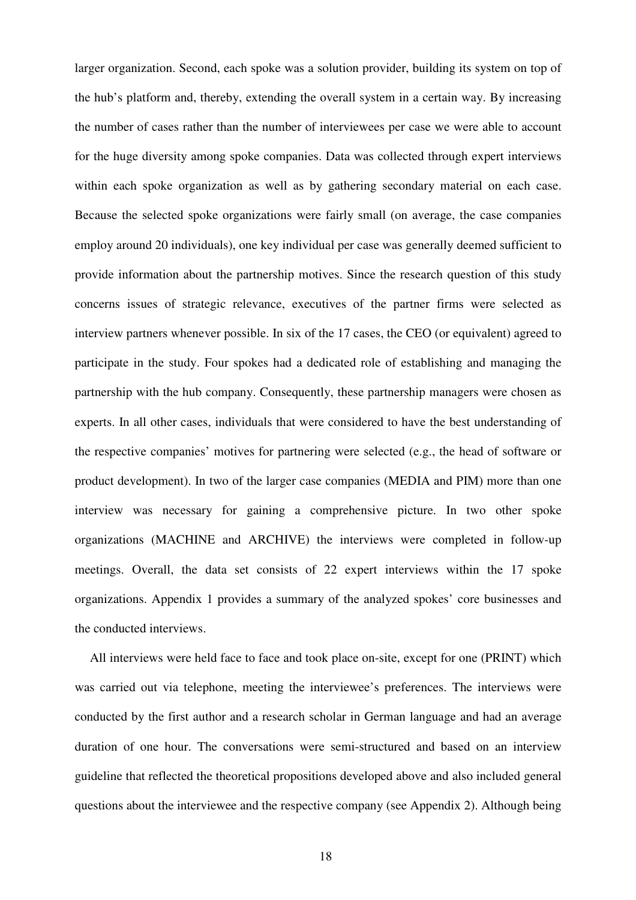larger organization. Second, each spoke was a solution provider, building its system on top of the hub's platform and, thereby, extending the overall system in a certain way. By increasing the number of cases rather than the number of interviewees per case we were able to account for the huge diversity among spoke companies. Data was collected through expert interviews within each spoke organization as well as by gathering secondary material on each case. Because the selected spoke organizations were fairly small (on average, the case companies employ around 20 individuals), one key individual per case was generally deemed sufficient to provide information about the partnership motives. Since the research question of this study concerns issues of strategic relevance, executives of the partner firms were selected as interview partners whenever possible. In six of the 17 cases, the CEO (or equivalent) agreed to participate in the study. Four spokes had a dedicated role of establishing and managing the partnership with the hub company. Consequently, these partnership managers were chosen as experts. In all other cases, individuals that were considered to have the best understanding of the respective companies' motives for partnering were selected (e.g., the head of software or product development). In two of the larger case companies (MEDIA and PIM) more than one interview was necessary for gaining a comprehensive picture. In two other spoke organizations (MACHINE and ARCHIVE) the interviews were completed in follow-up meetings. Overall, the data set consists of 22 expert interviews within the 17 spoke organizations. Appendix 1 provides a summary of the analyzed spokes' core businesses and the conducted interviews.

All interviews were held face to face and took place on-site, except for one (PRINT) which was carried out via telephone, meeting the interviewee's preferences. The interviews were conducted by the first author and a research scholar in German language and had an average duration of one hour. The conversations were semi-structured and based on an interview guideline that reflected the theoretical propositions developed above and also included general questions about the interviewee and the respective company (see Appendix 2). Although being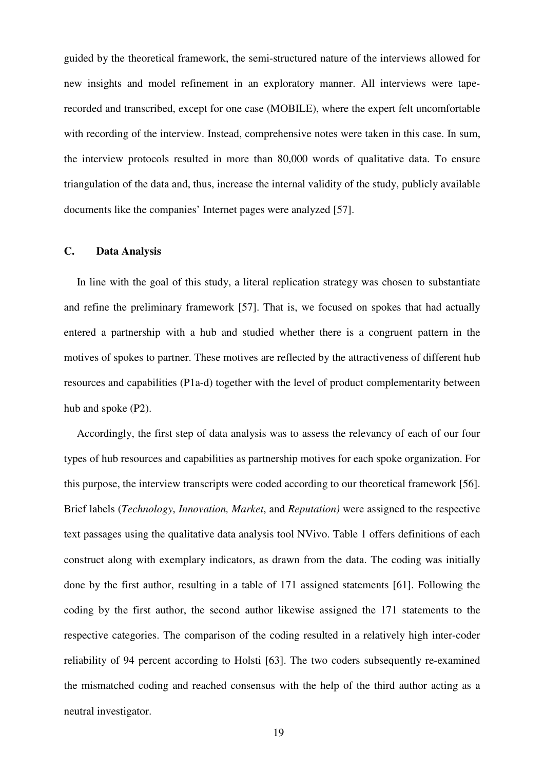guided by the theoretical framework, the semi-structured nature of the interviews allowed for new insights and model refinement in an exploratory manner. All interviews were tape-recorded and transcribed, except for one case (MOBILE), where the expert felt uncomfortable with recording of the interview. Instead, comprehensive notes were taken in this case. In sum, the interview protocols resulted in more than 80,000 words of qualitative data. To ensure triangulation of the data and, thus, increase the internal validity of the study, publicly available documents like the companies' Internet pages were analyzed [57].

### C. Data Analysis

In line with the goal of this study, a literal replication strategy was chosen to substantiate and refine the preliminary framework [57]. That is, we focused on spokes that had actually entered a partnership with a hub and studied whether there is a congruent pattern in the motives of spokes to partner. These motives are reflected by the attractiveness of different hub resources and capabilities (P1a-d) together with the level of product complementarity between hub and spoke (P2).

Accordingly, the first step of data analysis was to assess the relevancy of each of our four types of hub resources and capabilities as partnership motives for each spoke organization. For this purpose, the interview transcripts were coded according to our theoretical framework [56]. Brief labels (*Technology*, *Innovation, Market*, and *Reputation)* were assigned to the respective text passages using the qualitative data analysis tool NVivo. Table 1 offers definitions of each construct along with exemplary indicators, as drawn from the data. The coding was initially done by the first author, resulting in a table of 171 assigned statements [61]. Following the coding by the first author, the second author likewise assigned the 171 statements to the respective categories. The comparison of the coding resulted in a relatively high inter-coder reliability of 94 percent according to Holsti [63]. The two coders subsequently re-examined the mismatched coding and reached consensus with the help of the third author acting as a neutral investigator.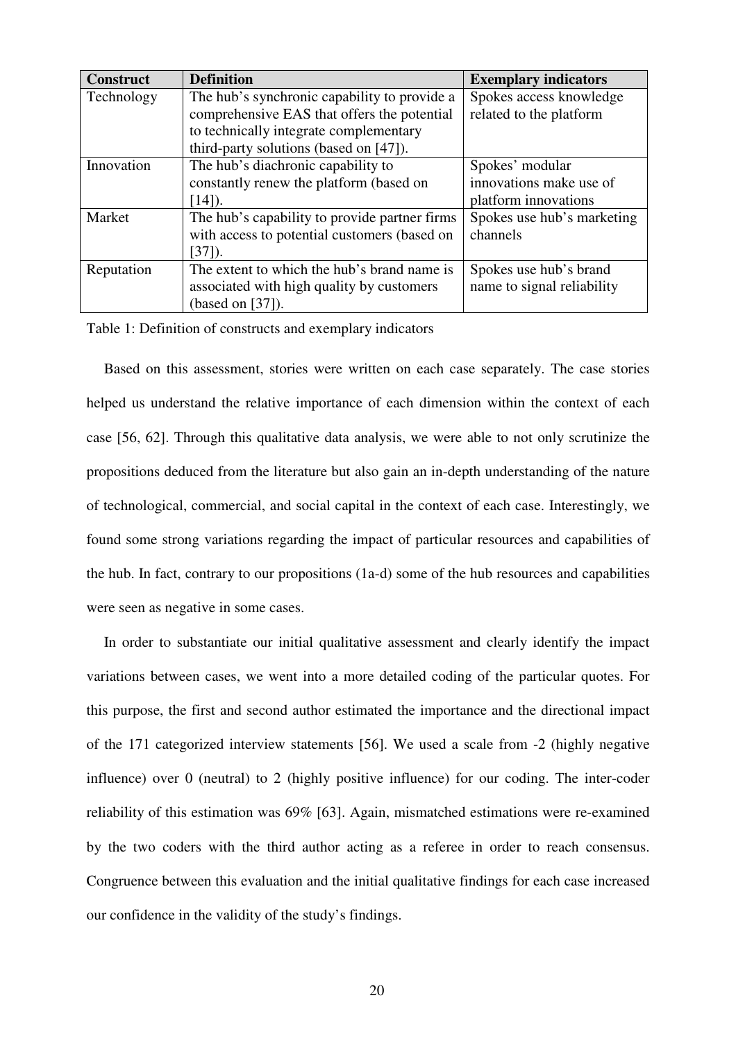| Construct | Definition | Exemplary indicators |
| --- | --- | --- |
| Technology | The hub's synchronic capability to provide a comprehensive EAS that offers the potential to technically integrate complementary third-party solutions (based on [47]). | Spokes access knowledge related to the platform |
| Innovation | The hub's diachronic capability to constantly renew the platform (based on [14]). | Spokes' modular innovations make use of platform innovations |
| Market | The hub's capability to provide partner firms with access to potential customers (based on [37]). | Spokes use hub's marketing channels |
| Reputation | The extent to which the hub's brand name is associated with high quality by customers (based on [37]). | Spokes use hub's brand name to signal reliability |

Table 1: Definition of constructs and exemplary indicators

Based on this assessment, stories were written on each case separately. The case stories helped us understand the relative importance of each dimension within the context of each case [56, 62]. Through this qualitative data analysis, we were able to not only scrutinize the propositions deduced from the literature but also gain an in-depth understanding of the nature of technological, commercial, and social capital in the context of each case. Interestingly, we found some strong variations regarding the impact of particular resources and capabilities of the hub. In fact, contrary to our propositions (1a-d) some of the hub resources and capabilities were seen as negative in some cases.

In order to substantiate our initial qualitative assessment and clearly identify the impact variations between cases, we went into a more detailed coding of the particular quotes. For this purpose, the first and second author estimated the importance and the directional impact of the 171 categorized interview statements [56]. We used a scale from -2 (highly negative influence) over 0 (neutral) to 2 (highly positive influence) for our coding. The inter-coder reliability of this estimation was 69% [63]. Again, mismatched estimations were re-examined by the two coders with the third author acting as a referee in order to reach consensus. Congruence between this evaluation and the initial qualitative findings for each case increased our confidence in the validity of the study's findings.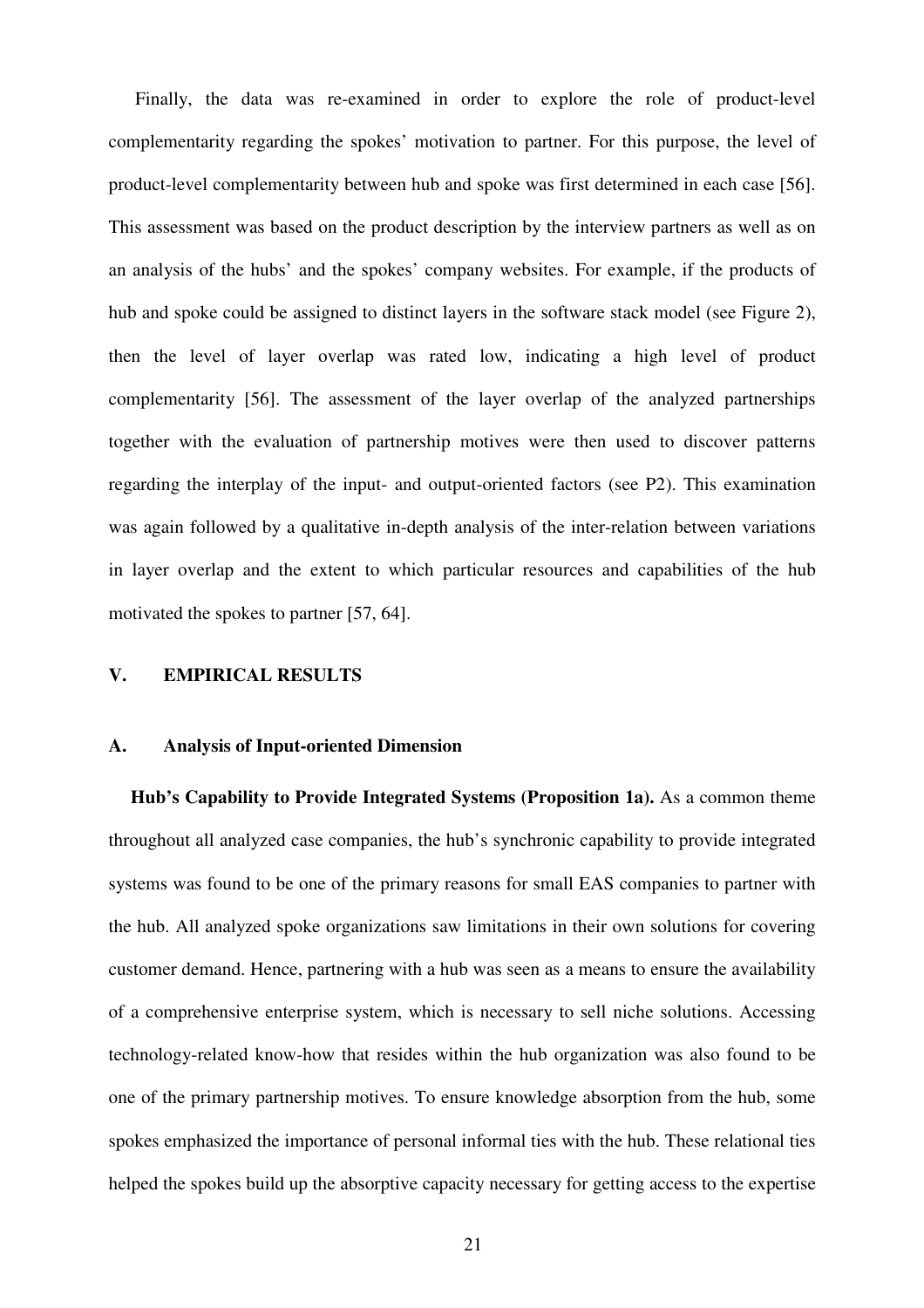Finally, the data was re-examined in order to explore the role of product-level complementarity regarding the spokes' motivation to partner. For this purpose, the level of product-level complementarity between hub and spoke was first determined in each case [56]. This assessment was based on the product description by the interview partners as well as on an analysis of the hubs' and the spokes' company websites. For example, if the products of hub and spoke could be assigned to distinct layers in the software stack model (see Figure 2), then the level of layer overlap was rated low, indicating a high level of product complementarity [56]. The assessment of the layer overlap of the analyzed partnerships together with the evaluation of partnership motives were then used to discover patterns regarding the interplay of the input- and output-oriented factors (see P2). This examination was again followed by a qualitative in-depth analysis of the inter-relation between variations in layer overlap and the extent to which particular resources and capabilities of the hub motivated the spokes to partner [57, 64].

## V. EMPIRICAL RESULTS

### A. Analysis of Input-oriented Dimension

**Hub's Capability to Provide Integrated Systems (Proposition 1a).** As a common theme throughout all analyzed case companies, the hub's synchronic capability to provide integrated systems was found to be one of the primary reasons for small EAS companies to partner with the hub. All analyzed spoke organizations saw limitations in their own solutions for covering customer demand. Hence, partnering with a hub was seen as a means to ensure the availability of a comprehensive enterprise system, which is necessary to sell niche solutions. Accessing technology-related know-how that resides within the hub organization was also found to be one of the primary partnership motives. To ensure knowledge absorption from the hub, some spokes emphasized the importance of personal informal ties with the hub. These relational ties helped the spokes build up the absorptive capacity necessary for getting access to the expertise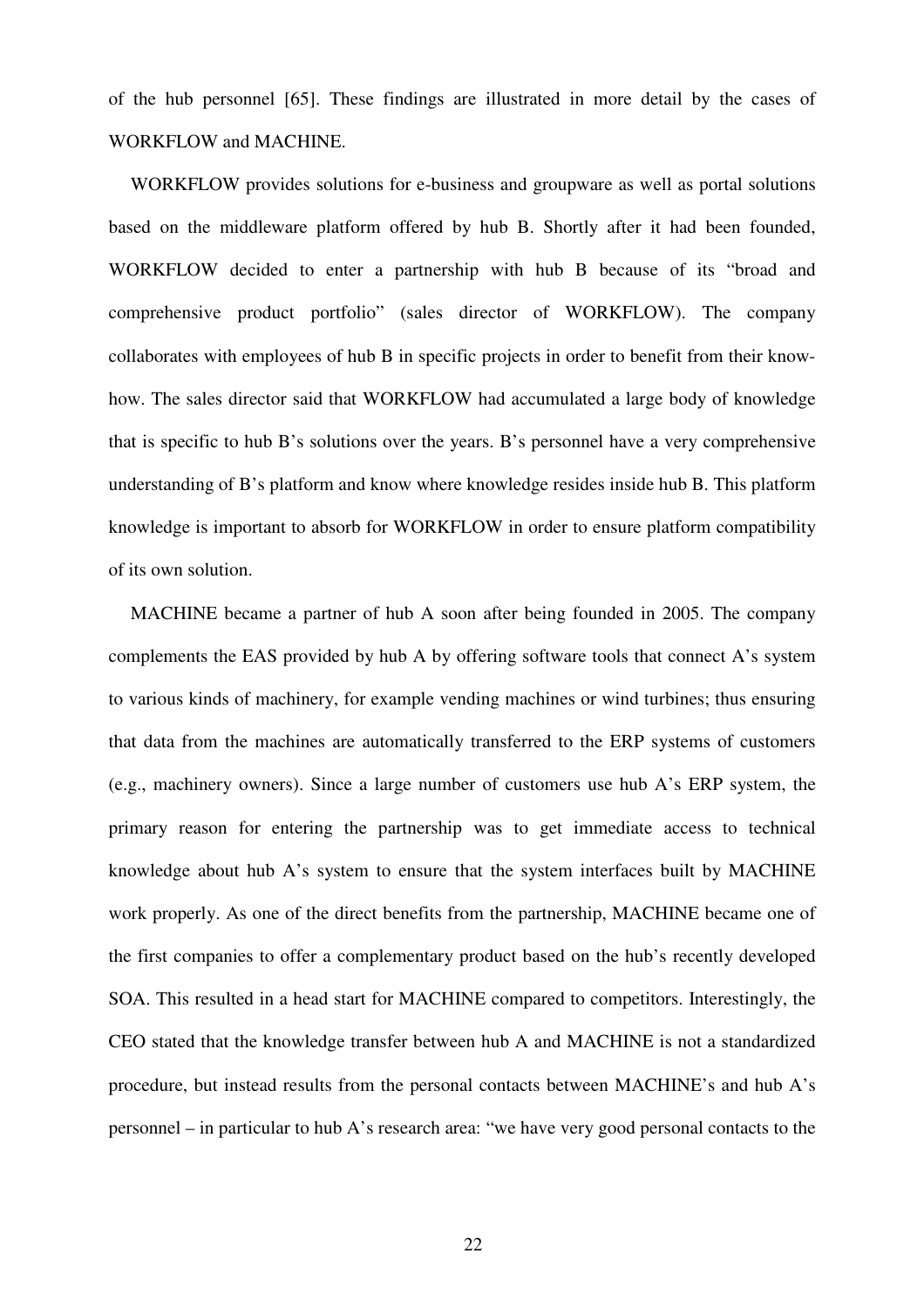of the hub personnel [65]. These findings are illustrated in more detail by the cases of WORKFLOW and MACHINE.

WORKFLOW provides solutions for e-business and groupware as well as portal solutions based on the middleware platform offered by hub B. Shortly after it had been founded, WORKFLOW decided to enter a partnership with hub B because of its "broad and comprehensive product portfolio" (sales director of WORKFLOW). The company collaborates with employees of hub B in specific projects in order to benefit from their know-how. The sales director said that WORKFLOW had accumulated a large body of knowledge that is specific to hub B's solutions over the years. B's personnel have a very comprehensive understanding of B's platform and know where knowledge resides inside hub B. This platform knowledge is important to absorb for WORKFLOW in order to ensure platform compatibility of its own solution.

MACHINE became a partner of hub A soon after being founded in 2005. The company complements the EAS provided by hub A by offering software tools that connect A's system to various kinds of machinery, for example vending machines or wind turbines; thus ensuring that data from the machines are automatically transferred to the ERP systems of customers (e.g., machinery owners). Since a large number of customers use hub A's ERP system, the primary reason for entering the partnership was to get immediate access to technical knowledge about hub A's system to ensure that the system interfaces built by MACHINE work properly. As one of the direct benefits from the partnership, MACHINE became one of the first companies to offer a complementary product based on the hub's recently developed SOA. This resulted in a head start for MACHINE compared to competitors. Interestingly, the CEO stated that the knowledge transfer between hub A and MACHINE is not a standardized procedure, but instead results from the personal contacts between MACHINE's and hub A's personnel – in particular to hub A's research area: "we have very good personal contacts to the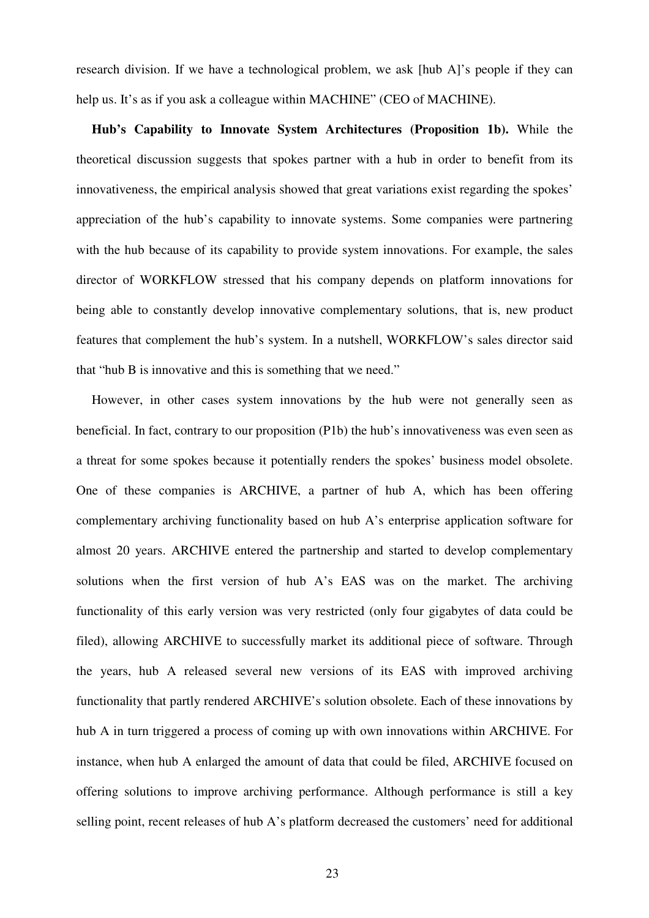research division. If we have a technological problem, we ask [hub A]'s people if they can help us. It's as if you ask a colleague within MACHINE" (CEO of MACHINE).

**Hub's Capability to Innovate System Architectures (Proposition 1b).** While the theoretical discussion suggests that spokes partner with a hub in order to benefit from its innovativeness, the empirical analysis showed that great variations exist regarding the spokes' appreciation of the hub's capability to innovate systems. Some companies were partnering with the hub because of its capability to provide system innovations. For example, the sales director of WORKFLOW stressed that his company depends on platform innovations for being able to constantly develop innovative complementary solutions, that is, new product features that complement the hub's system. In a nutshell, WORKFLOW's sales director said that "hub B is innovative and this is something that we need."

However, in other cases system innovations by the hub were not generally seen as beneficial. In fact, contrary to our proposition (P1b) the hub's innovativeness was even seen as a threat for some spokes because it potentially renders the spokes' business model obsolete. One of these companies is ARCHIVE, a partner of hub A, which has been offering complementary archiving functionality based on hub A's enterprise application software for almost 20 years. ARCHIVE entered the partnership and started to develop complementary solutions when the first version of hub A's EAS was on the market. The archiving functionality of this early version was very restricted (only four gigabytes of data could be filed), allowing ARCHIVE to successfully market its additional piece of software. Through the years, hub A released several new versions of its EAS with improved archiving functionality that partly rendered ARCHIVE's solution obsolete. Each of these innovations by hub A in turn triggered a process of coming up with own innovations within ARCHIVE. For instance, when hub A enlarged the amount of data that could be filed, ARCHIVE focused on offering solutions to improve archiving performance. Although performance is still a key selling point, recent releases of hub A's platform decreased the customers' need for additional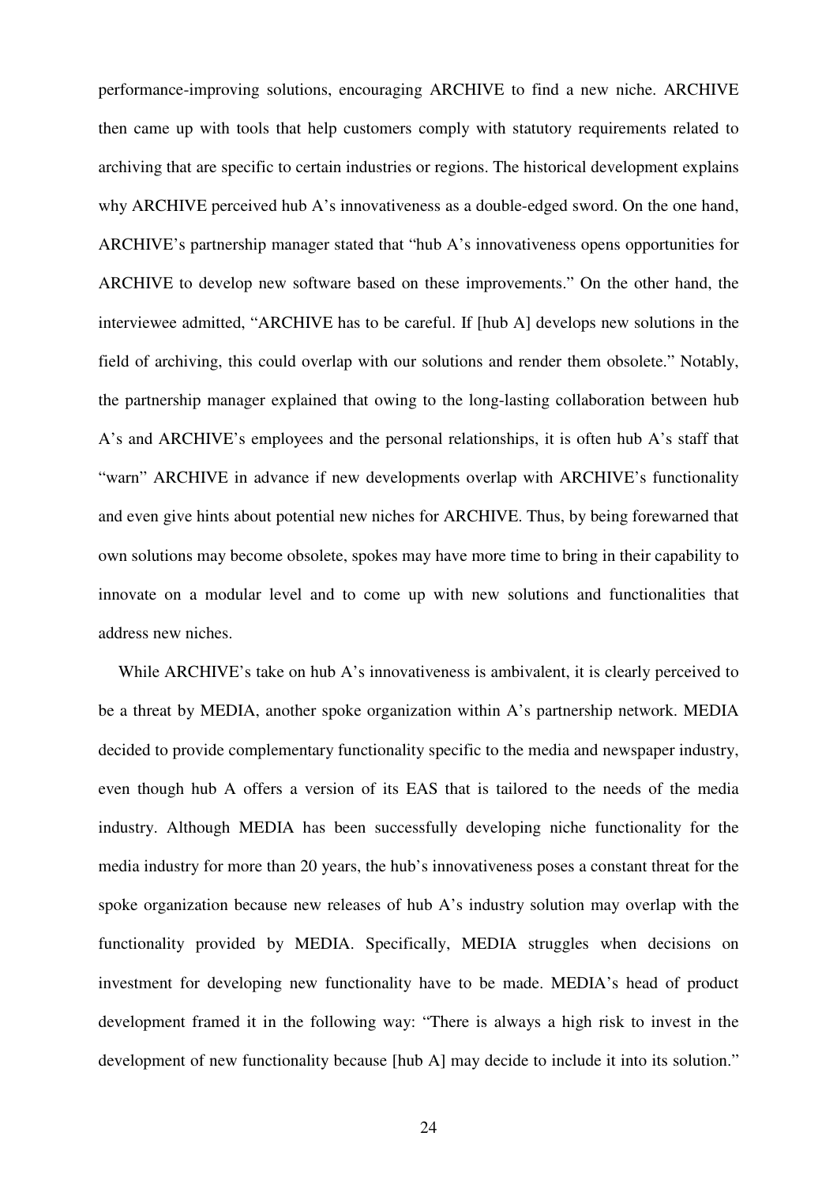performance-improving solutions, encouraging ARCHIVE to find a new niche. ARCHIVE then came up with tools that help customers comply with statutory requirements related to archiving that are specific to certain industries or regions. The historical development explains why ARCHIVE perceived hub A's innovativeness as a double-edged sword. On the one hand, ARCHIVE's partnership manager stated that "hub A's innovativeness opens opportunities for ARCHIVE to develop new software based on these improvements." On the other hand, the interviewee admitted, "ARCHIVE has to be careful. If [hub A] develops new solutions in the field of archiving, this could overlap with our solutions and render them obsolete." Notably, the partnership manager explained that owing to the long-lasting collaboration between hub A's and ARCHIVE's employees and the personal relationships, it is often hub A's staff that "warn" ARCHIVE in advance if new developments overlap with ARCHIVE's functionality and even give hints about potential new niches for ARCHIVE. Thus, by being forewarned that own solutions may become obsolete, spokes may have more time to bring in their capability to innovate on a modular level and to come up with new solutions and functionalities that address new niches.

While ARCHIVE's take on hub A's innovativeness is ambivalent, it is clearly perceived to be a threat by MEDIA, another spoke organization within A's partnership network. MEDIA decided to provide complementary functionality specific to the media and newspaper industry, even though hub A offers a version of its EAS that is tailored to the needs of the media industry. Although MEDIA has been successfully developing niche functionality for the media industry for more than 20 years, the hub's innovativeness poses a constant threat for the spoke organization because new releases of hub A's industry solution may overlap with the functionality provided by MEDIA. Specifically, MEDIA struggles when decisions on investment for developing new functionality have to be made. MEDIA's head of product development framed it in the following way: "There is always a high risk to invest in the development of new functionality because [hub A] may decide to include it into its solution."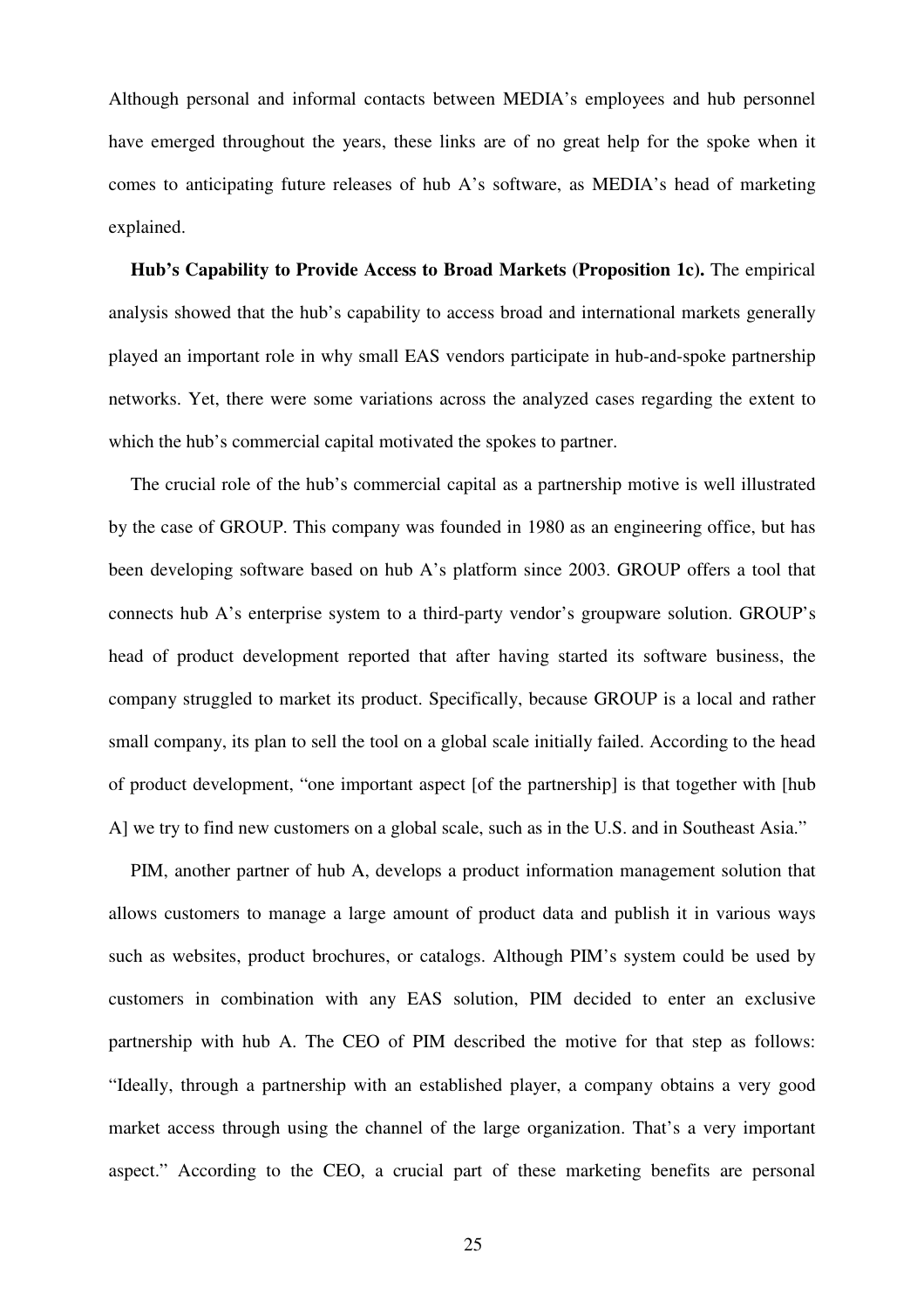Although personal and informal contacts between MEDIA's employees and hub personnel have emerged throughout the years, these links are of no great help for the spoke when it comes to anticipating future releases of hub A's software, as MEDIA's head of marketing explained.

**Hub's Capability to Provide Access to Broad Markets (Proposition 1c).** The empirical analysis showed that the hub's capability to access broad and international markets generally played an important role in why small EAS vendors participate in hub-and-spoke partnership networks. Yet, there were some variations across the analyzed cases regarding the extent to which the hub's commercial capital motivated the spokes to partner.

The crucial role of the hub's commercial capital as a partnership motive is well illustrated by the case of GROUP. This company was founded in 1980 as an engineering office, but has been developing software based on hub A's platform since 2003. GROUP offers a tool that connects hub A's enterprise system to a third-party vendor's groupware solution. GROUP's head of product development reported that after having started its software business, the company struggled to market its product. Specifically, because GROUP is a local and rather small company, its plan to sell the tool on a global scale initially failed. According to the head of product development, "one important aspect [of the partnership] is that together with [hub A] we try to find new customers on a global scale, such as in the U.S. and in Southeast Asia."

PIM, another partner of hub A, develops a product information management solution that allows customers to manage a large amount of product data and publish it in various ways such as websites, product brochures, or catalogs. Although PIM's system could be used by customers in combination with any EAS solution, PIM decided to enter an exclusive partnership with hub A. The CEO of PIM described the motive for that step as follows: "Ideally, through a partnership with an established player, a company obtains a very good market access through using the channel of the large organization. That's a very important aspect." According to the CEO, a crucial part of these marketing benefits are personal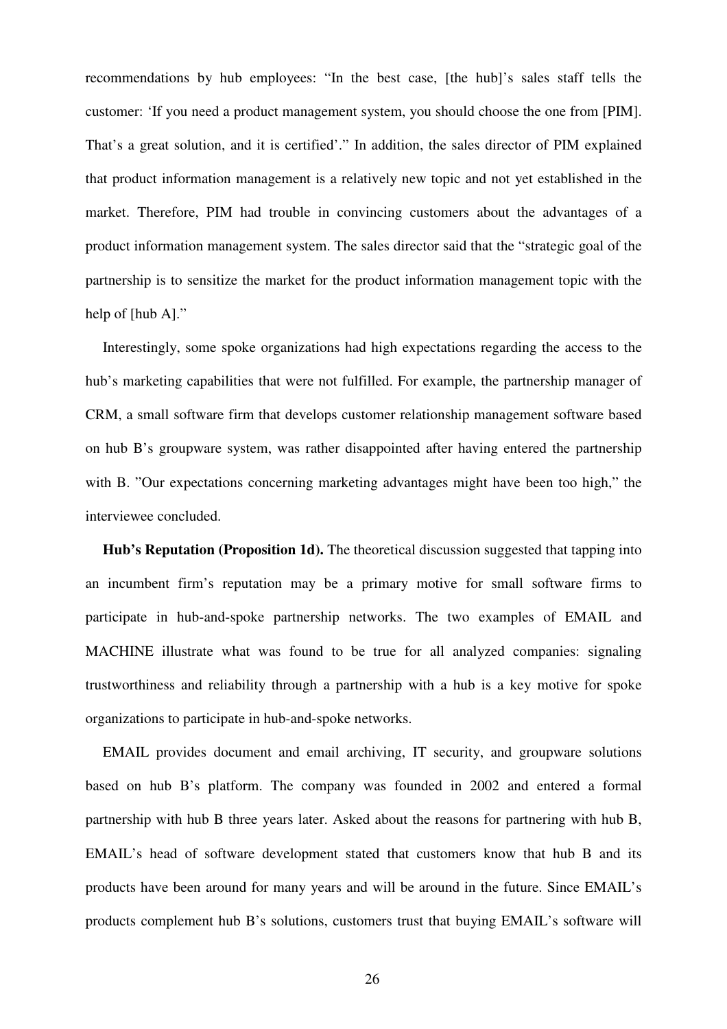recommendations by hub employees: "In the best case, [the hub]'s sales staff tells the customer: 'If you need a product management system, you should choose the one from [PIM]. That's a great solution, and it is certified'." In addition, the sales director of PIM explained that product information management is a relatively new topic and not yet established in the market. Therefore, PIM had trouble in convincing customers about the advantages of a product information management system. The sales director said that the "strategic goal of the partnership is to sensitize the market for the product information management topic with the help of [hub A]."

Interestingly, some spoke organizations had high expectations regarding the access to the hub's marketing capabilities that were not fulfilled. For example, the partnership manager of CRM, a small software firm that develops customer relationship management software based on hub B's groupware system, was rather disappointed after having entered the partnership with B. "Our expectations concerning marketing advantages might have been too high," the interviewee concluded.

**Hub's Reputation (Proposition 1d).** The theoretical discussion suggested that tapping into an incumbent firm's reputation may be a primary motive for small software firms to participate in hub-and-spoke partnership networks. The two examples of EMAIL and MACHINE illustrate what was found to be true for all analyzed companies: signaling trustworthiness and reliability through a partnership with a hub is a key motive for spoke organizations to participate in hub-and-spoke networks.

EMAIL provides document and email archiving, IT security, and groupware solutions based on hub B's platform. The company was founded in 2002 and entered a formal partnership with hub B three years later. Asked about the reasons for partnering with hub B, EMAIL's head of software development stated that customers know that hub B and its products have been around for many years and will be around in the future. Since EMAIL's products complement hub B's solutions, customers trust that buying EMAIL's software will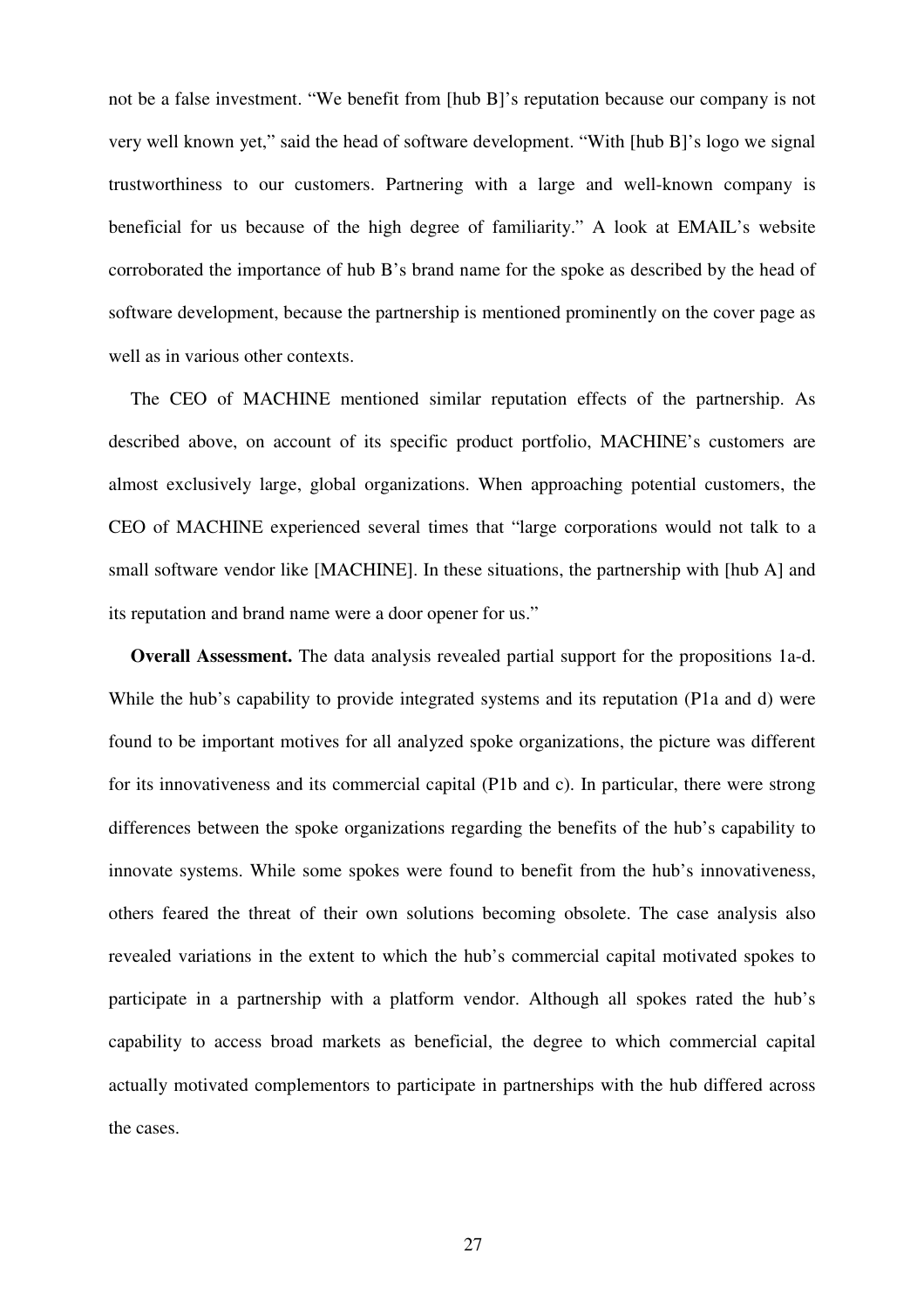not be a false investment. "We benefit from [hub B]'s reputation because our company is not very well known yet," said the head of software development. "With [hub B]'s logo we signal trustworthiness to our customers. Partnering with a large and well-known company is beneficial for us because of the high degree of familiarity." A look at EMAIL's website corroborated the importance of hub B's brand name for the spoke as described by the head of software development, because the partnership is mentioned prominently on the cover page as well as in various other contexts.

The CEO of MACHINE mentioned similar reputation effects of the partnership. As described above, on account of its specific product portfolio, MACHINE's customers are almost exclusively large, global organizations. When approaching potential customers, the CEO of MACHINE experienced several times that "large corporations would not talk to a small software vendor like [MACHINE]. In these situations, the partnership with [hub A] and its reputation and brand name were a door opener for us."

**Overall Assessment.** The data analysis revealed partial support for the propositions 1a-d. While the hub's capability to provide integrated systems and its reputation (P1a and d) were found to be important motives for all analyzed spoke organizations, the picture was different for its innovativeness and its commercial capital (P1b and c). In particular, there were strong differences between the spoke organizations regarding the benefits of the hub's capability to innovate systems. While some spokes were found to benefit from the hub's innovativeness, others feared the threat of their own solutions becoming obsolete. The case analysis also revealed variations in the extent to which the hub's commercial capital motivated spokes to participate in a partnership with a platform vendor. Although all spokes rated the hub's capability to access broad markets as beneficial, the degree to which commercial capital actually motivated complementors to participate in partnerships with the hub differed across the cases.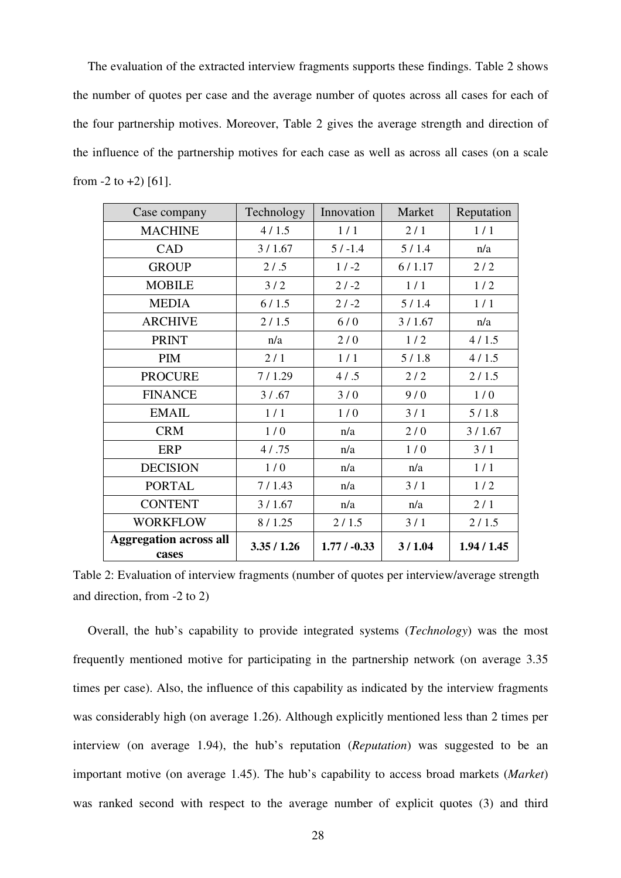The evaluation of the extracted interview fragments supports these findings. Table 2 shows the number of quotes per case and the average number of quotes across all cases for each of the four partnership motives. Moreover, Table 2 gives the average strength and direction of the influence of the partnership motives for each case as well as across all cases (on a scale from -2 to +2) [61].

| Case company | Technology | Innovation | Market | Reputation |
|---|---|---|---|---|
| MACHINE | 4 / 1.5 | 1 / 1 | 2 / 1 | 1 / 1 |
| CAD | 3 / 1.67 | 5 / -1.4 | 5 / 1.4 | n/a |
| GROUP | 2 / .5 | 1 / -2 | 6 / 1.17 | 2 / 2 |
| MOBILE | 3 / 2 | 2 / -2 | 1 / 1 | 1 / 2 |
| MEDIA | 6 / 1.5 | 2 / -2 | 5 / 1.4 | 1 / 1 |
| ARCHIVE | 2 / 1.5 | 6 / 0 | 3 / 1.67 | n/a |
| PRINT | n/a | 2 / 0 | 1 / 2 | 4 / 1.5 |
| PIM | 2 / 1 | 1 / 1 | 5 / 1.8 | 4 / 1.5 |
| PROCURE | 7 / 1.29 | 4 / .5 | 2 / 2 | 2 / 1.5 |
| FINANCE | 3 / .67 | 3 / 0 | 9 / 0 | 1 / 0 |
| EMAIL | 1 / 1 | 1 / 0 | 3 / 1 | 5 / 1.8 |
| CRM | 1 / 0 | n/a | 2 / 0 | 3 / 1.67 |
| ERP | 4 / .75 | n/a | 1 / 0 | 3 / 1 |
| DECISION | 1 / 0 | n/a | n/a | 1 / 1 |
| PORTAL | 7 / 1.43 | n/a | 3 / 1 | 1 / 2 |
| CONTENT | 3 / 1.67 | n/a | n/a | 2 / 1 |
| WORKFLOW | 8 / 1.25 | 2 / 1.5 | 3 / 1 | 2 / 1.5 |
| **Aggregation across all cases** | **3.35 / 1.26** | **1.77 / -0.33** | **3 / 1.04** | **1.94 / 1.45** |

Table 2: Evaluation of interview fragments (number of quotes per interview/average strength and direction, from -2 to 2)

Overall, the hub's capability to provide integrated systems (*Technology*) was the most frequently mentioned motive for participating in the partnership network (on average 3.35 times per case). Also, the influence of this capability as indicated by the interview fragments was considerably high (on average 1.26). Although explicitly mentioned less than 2 times per interview (on average 1.94), the hub's reputation (*Reputation*) was suggested to be an important motive (on average 1.45). The hub's capability to access broad markets (*Market*) was ranked second with respect to the average number of explicit quotes (3) and third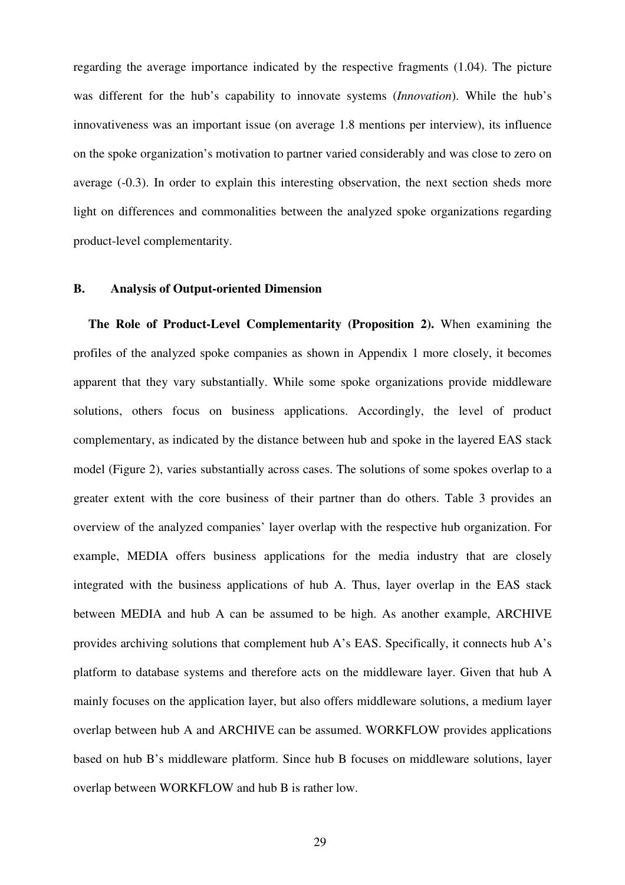regarding the average importance indicated by the respective fragments (1.04). The picture was different for the hub's capability to innovate systems (*Innovation*). While the hub's innovativeness was an important issue (on average 1.8 mentions per interview), its influence on the spoke organization's motivation to partner varied considerably and was close to zero on average (-0.3). In order to explain this interesting observation, the next section sheds more light on differences and commonalities between the analyzed spoke organizations regarding product-level complementarity.

### B. Analysis of Output-oriented Dimension

**The Role of Product-Level Complementarity (Proposition 2).** When examining the profiles of the analyzed spoke companies as shown in Appendix 1 more closely, it becomes apparent that they vary substantially. While some spoke organizations provide middleware solutions, others focus on business applications. Accordingly, the level of product complementary, as indicated by the distance between hub and spoke in the layered EAS stack model (Figure 2), varies substantially across cases. The solutions of some spokes overlap to a greater extent with the core business of their partner than do others. Table 3 provides an overview of the analyzed companies' layer overlap with the respective hub organization. For example, MEDIA offers business applications for the media industry that are closely integrated with the business applications of hub A. Thus, layer overlap in the EAS stack between MEDIA and hub A can be assumed to be high. As another example, ARCHIVE provides archiving solutions that complement hub A's EAS. Specifically, it connects hub A's platform to database systems and therefore acts on the middleware layer. Given that hub A mainly focuses on the application layer, but also offers middleware solutions, a medium layer overlap between hub A and ARCHIVE can be assumed. WORKFLOW provides applications based on hub B's middleware platform. Since hub B focuses on middleware solutions, layer overlap between WORKFLOW and hub B is rather low.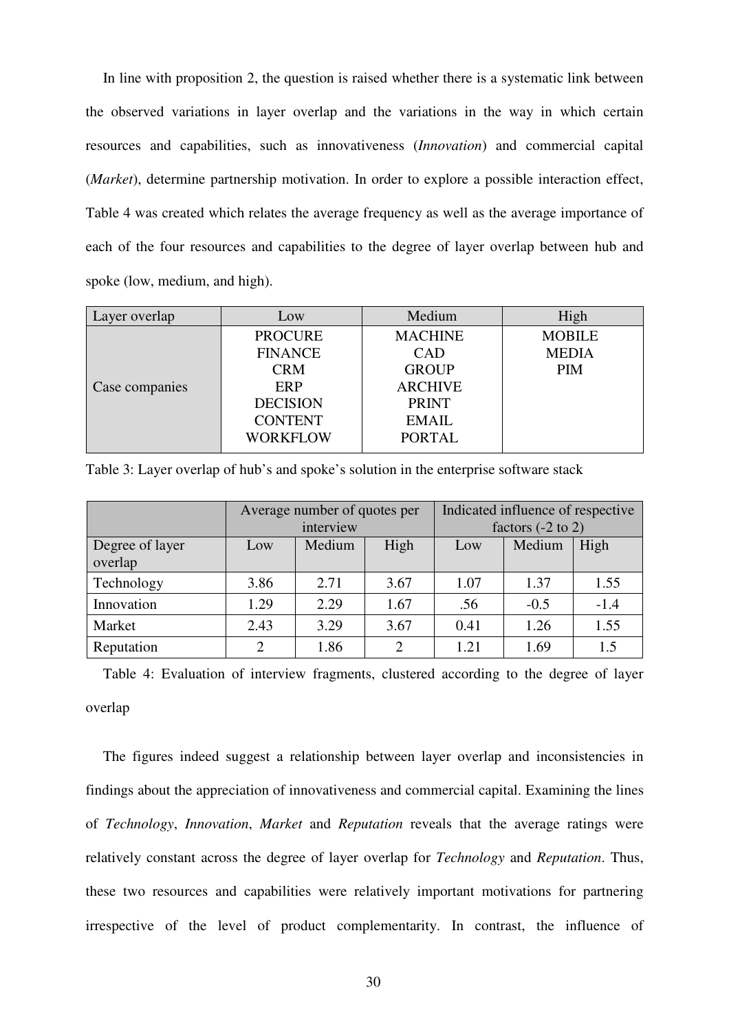In line with proposition 2, the question is raised whether there is a systematic link between the observed variations in layer overlap and the variations in the way in which certain resources and capabilities, such as innovativeness (*Innovation*) and commercial capital (*Market*), determine partnership motivation. In order to explore a possible interaction effect, Table 4 was created which relates the average frequency as well as the average importance of each of the four resources and capabilities to the degree of layer overlap between hub and spoke (low, medium, and high).

| Layer overlap | Low | Medium | High |
|---|---|---|---|
| Case companies | PROCURE<br>FINANCE<br>CRM<br>ERP<br>DECISION<br>CONTENT<br>WORKFLOW | MACHINE<br>CAD<br>GROUP<br>ARCHIVE<br>PRINT<br>EMAIL<br>PORTAL | MOBILE<br>MEDIA<br>PIM |

Table 3: Layer overlap of hub's and spoke's solution in the enterprise software stack

| | Average number of quotes per interview | | | Indicated influence of respective factors (-2 to 2) | | |
|---|---|---|---|---|---|---|
| Degree of layer overlap | Low | Medium | High | Low | Medium | High |
| Technology | 3.86 | 2.71 | 3.67 | 1.07 | 1.37 | 1.55 |
| Innovation | 1.29 | 2.29 | 1.67 | .56 | -0.5 | -1.4 |
| Market | 2.43 | 3.29 | 3.67 | 0.41 | 1.26 | 1.55 |
| Reputation | 2 | 1.86 | 2 | 1.21 | 1.69 | 1.5 |

Table 4: Evaluation of interview fragments, clustered according to the degree of layer overlap

The figures indeed suggest a relationship between layer overlap and inconsistencies in findings about the appreciation of innovativeness and commercial capital. Examining the lines of *Technology*, *Innovation*, *Market* and *Reputation* reveals that the average ratings were relatively constant across the degree of layer overlap for *Technology* and *Reputation*. Thus, these two resources and capabilities were relatively important motivations for partnering irrespective of the level of product complementarity. In contrast, the influence of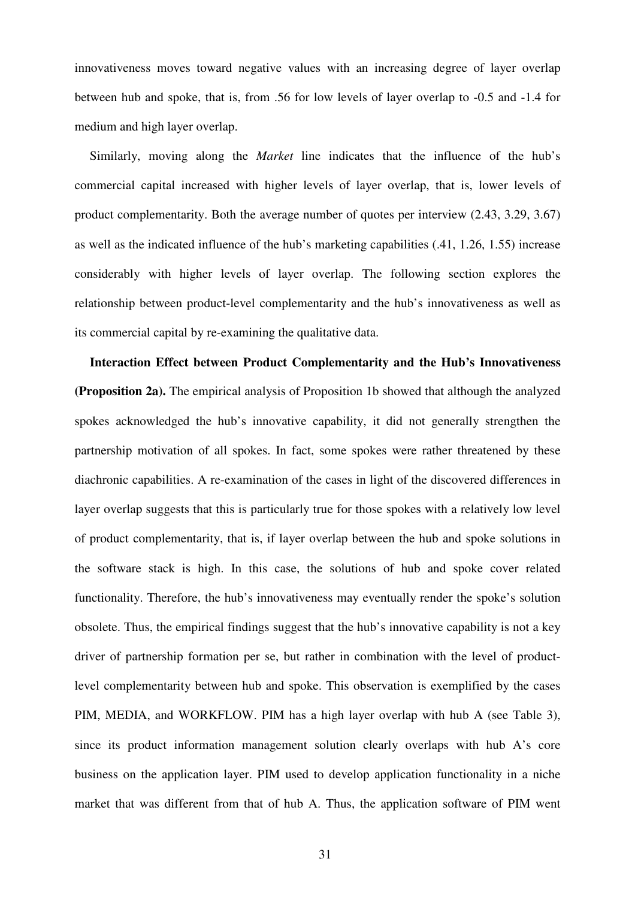innovativeness moves toward negative values with an increasing degree of layer overlap between hub and spoke, that is, from .56 for low levels of layer overlap to -0.5 and -1.4 for medium and high layer overlap.

Similarly, moving along the *Market* line indicates that the influence of the hub's commercial capital increased with higher levels of layer overlap, that is, lower levels of product complementarity. Both the average number of quotes per interview (2.43, 3.29, 3.67) as well as the indicated influence of the hub's marketing capabilities (.41, 1.26, 1.55) increase considerably with higher levels of layer overlap. The following section explores the relationship between product-level complementarity and the hub's innovativeness as well as its commercial capital by re-examining the qualitative data.

**Interaction Effect between Product Complementarity and the Hub's Innovativeness (Proposition 2a).** The empirical analysis of Proposition 1b showed that although the analyzed spokes acknowledged the hub's innovative capability, it did not generally strengthen the partnership motivation of all spokes. In fact, some spokes were rather threatened by these diachronic capabilities. A re-examination of the cases in light of the discovered differences in layer overlap suggests that this is particularly true for those spokes with a relatively low level of product complementarity, that is, if layer overlap between the hub and spoke solutions in the software stack is high. In this case, the solutions of hub and spoke cover related functionality. Therefore, the hub's innovativeness may eventually render the spoke's solution obsolete. Thus, the empirical findings suggest that the hub's innovative capability is not a key driver of partnership formation per se, but rather in combination with the level of product-level complementarity between hub and spoke. This observation is exemplified by the cases PIM, MEDIA, and WORKFLOW. PIM has a high layer overlap with hub A (see Table 3), since its product information management solution clearly overlaps with hub A's core business on the application layer. PIM used to develop application functionality in a niche market that was different from that of hub A. Thus, the application software of PIM went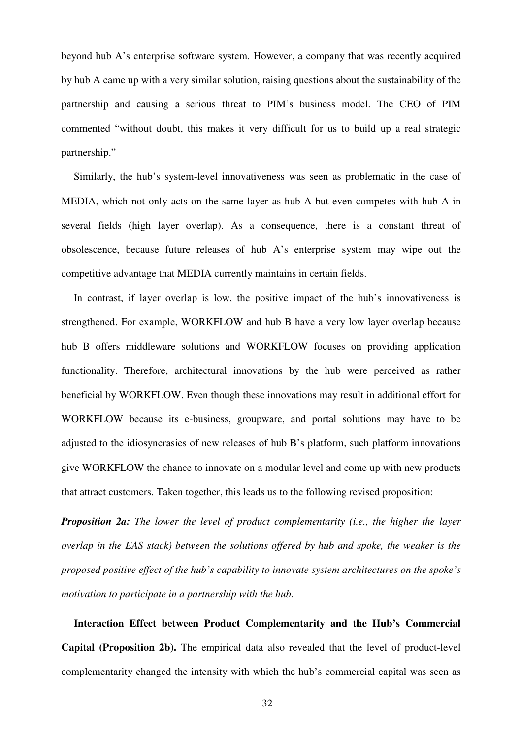beyond hub A's enterprise software system. However, a company that was recently acquired by hub A came up with a very similar solution, raising questions about the sustainability of the partnership and causing a serious threat to PIM's business model. The CEO of PIM commented "without doubt, this makes it very difficult for us to build up a real strategic partnership."

Similarly, the hub's system-level innovativeness was seen as problematic in the case of MEDIA, which not only acts on the same layer as hub A but even competes with hub A in several fields (high layer overlap). As a consequence, there is a constant threat of obsolescence, because future releases of hub A's enterprise system may wipe out the competitive advantage that MEDIA currently maintains in certain fields.

In contrast, if layer overlap is low, the positive impact of the hub's innovativeness is strengthened. For example, WORKFLOW and hub B have a very low layer overlap because hub B offers middleware solutions and WORKFLOW focuses on providing application functionality. Therefore, architectural innovations by the hub were perceived as rather beneficial by WORKFLOW. Even though these innovations may result in additional effort for WORKFLOW because its e-business, groupware, and portal solutions may have to be adjusted to the idiosyncrasies of new releases of hub B's platform, such platform innovations give WORKFLOW the chance to innovate on a modular level and come up with new products that attract customers. Taken together, this leads us to the following revised proposition:

***Proposition 2a:*** *The lower the level of product complementarity (i.e., the higher the layer overlap in the EAS stack) between the solutions offered by hub and spoke, the weaker is the proposed positive effect of the hub's capability to innovate system architectures on the spoke's motivation to participate in a partnership with the hub.*

**Interaction Effect between Product Complementarity and the Hub's Commercial Capital (Proposition 2b).** The empirical data also revealed that the level of product-level complementarity changed the intensity with which the hub's commercial capital was seen as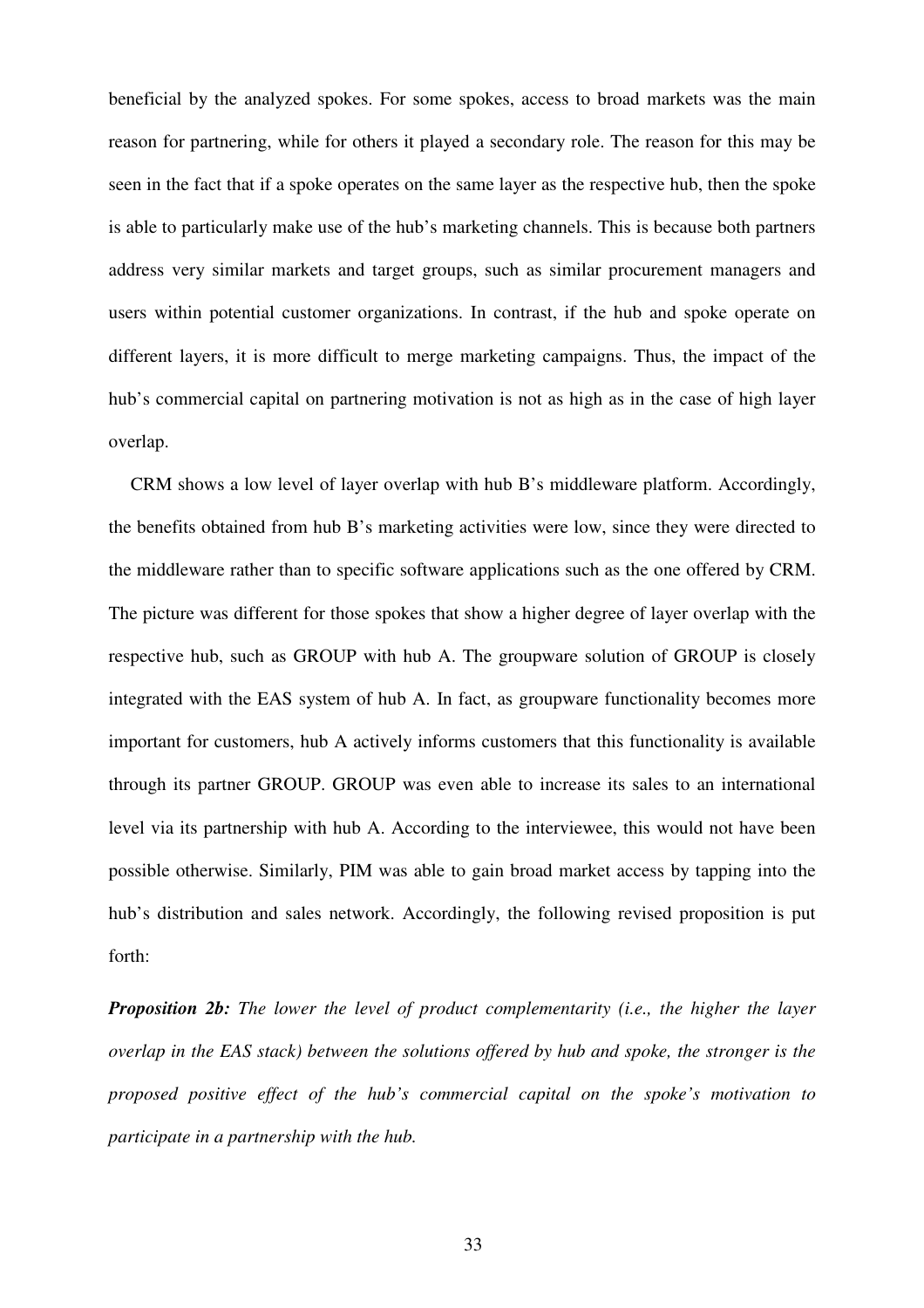beneficial by the analyzed spokes. For some spokes, access to broad markets was the main reason for partnering, while for others it played a secondary role. The reason for this may be seen in the fact that if a spoke operates on the same layer as the respective hub, then the spoke is able to particularly make use of the hub's marketing channels. This is because both partners address very similar markets and target groups, such as similar procurement managers and users within potential customer organizations. In contrast, if the hub and spoke operate on different layers, it is more difficult to merge marketing campaigns. Thus, the impact of the hub's commercial capital on partnering motivation is not as high as in the case of high layer overlap.

CRM shows a low level of layer overlap with hub B's middleware platform. Accordingly, the benefits obtained from hub B's marketing activities were low, since they were directed to the middleware rather than to specific software applications such as the one offered by CRM. The picture was different for those spokes that show a higher degree of layer overlap with the respective hub, such as GROUP with hub A. The groupware solution of GROUP is closely integrated with the EAS system of hub A. In fact, as groupware functionality becomes more important for customers, hub A actively informs customers that this functionality is available through its partner GROUP. GROUP was even able to increase its sales to an international level via its partnership with hub A. According to the interviewee, this would not have been possible otherwise. Similarly, PIM was able to gain broad market access by tapping into the hub's distribution and sales network. Accordingly, the following revised proposition is put forth:

***Proposition 2b:*** *The lower the level of product complementarity (i.e., the higher the layer overlap in the EAS stack) between the solutions offered by hub and spoke, the stronger is the proposed positive effect of the hub's commercial capital on the spoke's motivation to participate in a partnership with the hub.*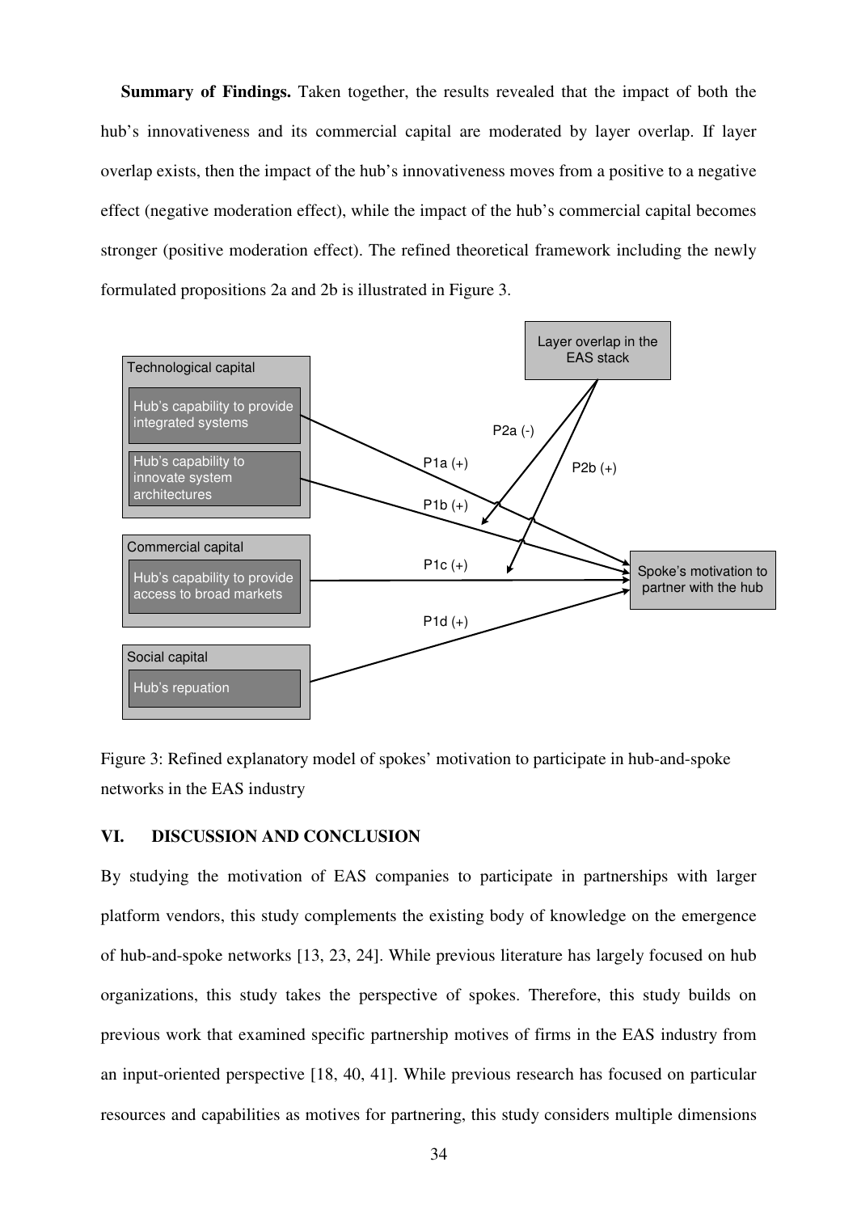**Summary of Findings.** Taken together, the results revealed that the impact of both the hub's innovativeness and its commercial capital are moderated by layer overlap. If layer overlap exists, then the impact of the hub's innovativeness moves from a positive to a negative effect (negative moderation effect), while the impact of the hub's commercial capital becomes stronger (positive moderation effect). The refined theoretical framework including the newly formulated propositions 2a and 2b is illustrated in Figure 3.

Figure 3: Refined explanatory model of spokes' motivation to participate in hub-and-spoke networks in the EAS industry

## VI. DISCUSSION AND CONCLUSION

By studying the motivation of EAS companies to participate in partnerships with larger platform vendors, this study complements the existing body of knowledge on the emergence of hub-and-spoke networks [13, 23, 24]. While previous literature has largely focused on hub organizations, this study takes the perspective of spokes. Therefore, this study builds on previous work that examined specific partnership motives of firms in the EAS industry from an input-oriented perspective [18, 40, 41]. While previous research has focused on particular resources and capabilities as motives for partnering, this study considers multiple dimensions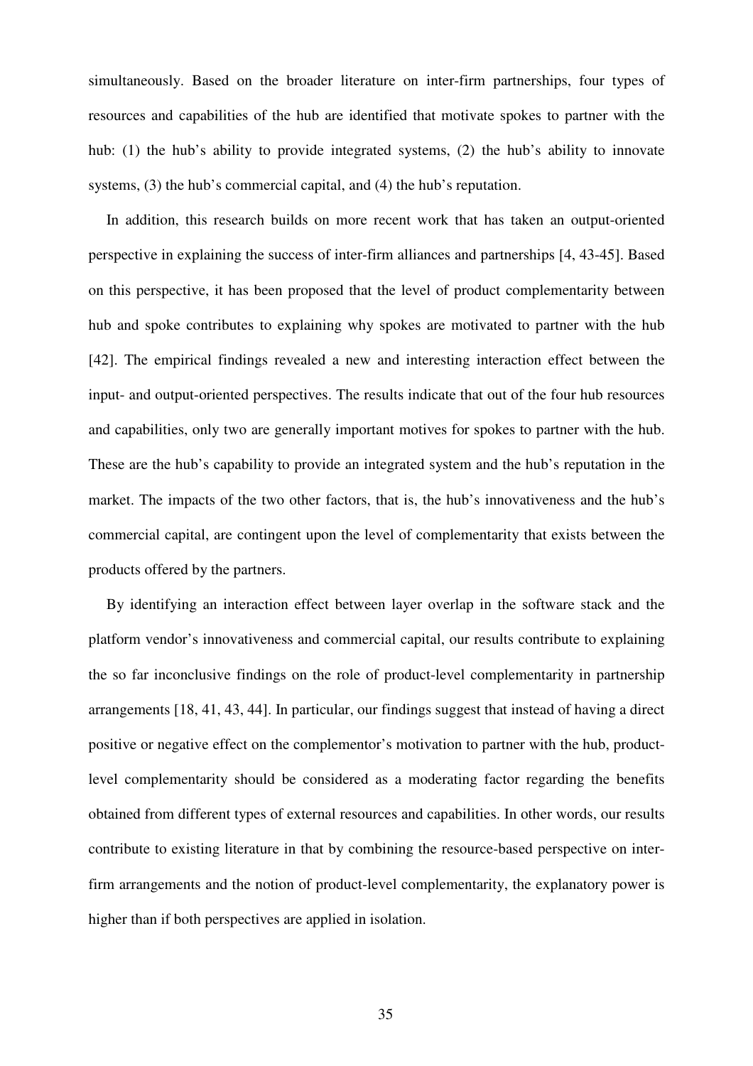simultaneously. Based on the broader literature on inter-firm partnerships, four types of resources and capabilities of the hub are identified that motivate spokes to partner with the hub: (1) the hub's ability to provide integrated systems, (2) the hub's ability to innovate systems, (3) the hub's commercial capital, and (4) the hub's reputation.

In addition, this research builds on more recent work that has taken an output-oriented perspective in explaining the success of inter-firm alliances and partnerships [4, 43-45]. Based on this perspective, it has been proposed that the level of product complementarity between hub and spoke contributes to explaining why spokes are motivated to partner with the hub [42]. The empirical findings revealed a new and interesting interaction effect between the input- and output-oriented perspectives. The results indicate that out of the four hub resources and capabilities, only two are generally important motives for spokes to partner with the hub. These are the hub's capability to provide an integrated system and the hub's reputation in the market. The impacts of the two other factors, that is, the hub's innovativeness and the hub's commercial capital, are contingent upon the level of complementarity that exists between the products offered by the partners.

By identifying an interaction effect between layer overlap in the software stack and the platform vendor's innovativeness and commercial capital, our results contribute to explaining the so far inconclusive findings on the role of product-level complementarity in partnership arrangements [18, 41, 43, 44]. In particular, our findings suggest that instead of having a direct positive or negative effect on the complementor's motivation to partner with the hub, product-level complementarity should be considered as a moderating factor regarding the benefits obtained from different types of external resources and capabilities. In other words, our results contribute to existing literature in that by combining the resource-based perspective on inter-firm arrangements and the notion of product-level complementarity, the explanatory power is higher than if both perspectives are applied in isolation.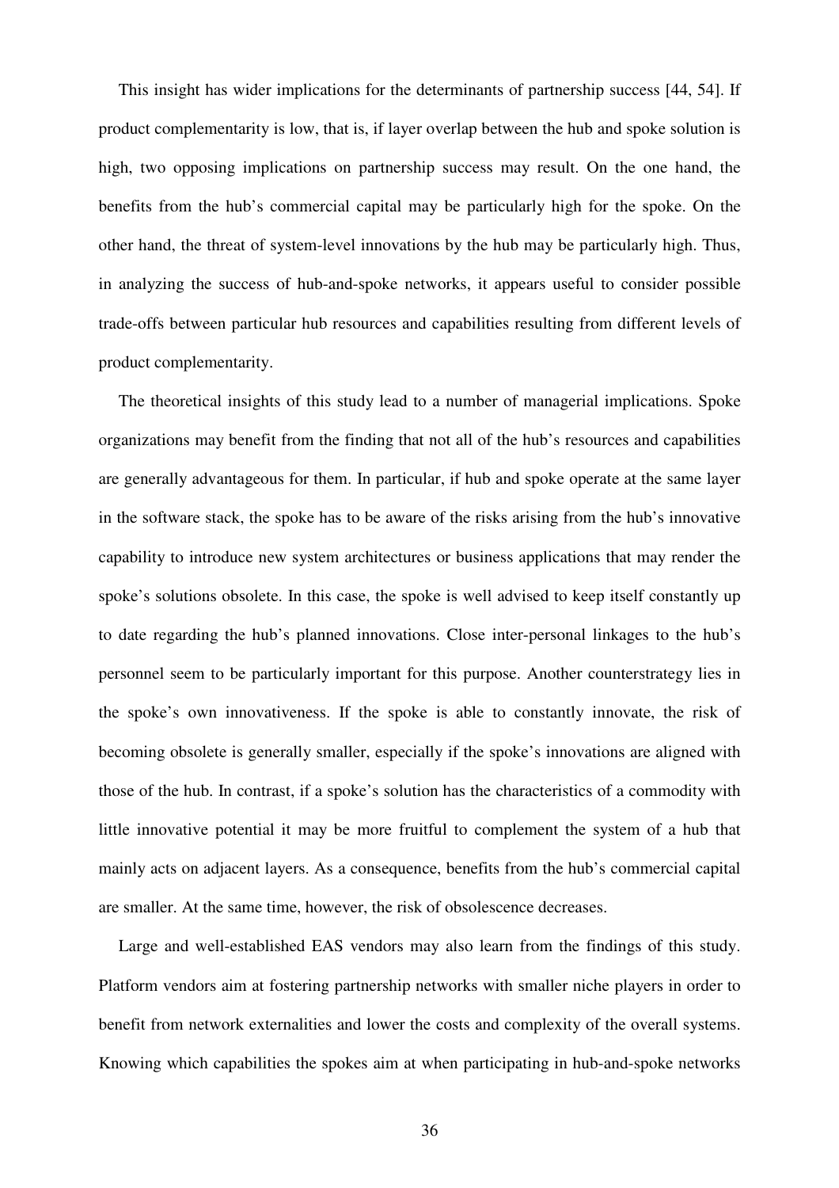This insight has wider implications for the determinants of partnership success [44, 54]. If product complementarity is low, that is, if layer overlap between the hub and spoke solution is high, two opposing implications on partnership success may result. On the one hand, the benefits from the hub's commercial capital may be particularly high for the spoke. On the other hand, the threat of system-level innovations by the hub may be particularly high. Thus, in analyzing the success of hub-and-spoke networks, it appears useful to consider possible trade-offs between particular hub resources and capabilities resulting from different levels of product complementarity.

The theoretical insights of this study lead to a number of managerial implications. Spoke organizations may benefit from the finding that not all of the hub's resources and capabilities are generally advantageous for them. In particular, if hub and spoke operate at the same layer in the software stack, the spoke has to be aware of the risks arising from the hub's innovative capability to introduce new system architectures or business applications that may render the spoke's solutions obsolete. In this case, the spoke is well advised to keep itself constantly up to date regarding the hub's planned innovations. Close inter-personal linkages to the hub's personnel seem to be particularly important for this purpose. Another counterstrategy lies in the spoke's own innovativeness. If the spoke is able to constantly innovate, the risk of becoming obsolete is generally smaller, especially if the spoke's innovations are aligned with those of the hub. In contrast, if a spoke's solution has the characteristics of a commodity with little innovative potential it may be more fruitful to complement the system of a hub that mainly acts on adjacent layers. As a consequence, benefits from the hub's commercial capital are smaller. At the same time, however, the risk of obsolescence decreases.

Large and well-established EAS vendors may also learn from the findings of this study. Platform vendors aim at fostering partnership networks with smaller niche players in order to benefit from network externalities and lower the costs and complexity of the overall systems. Knowing which capabilities the spokes aim at when participating in hub-and-spoke networks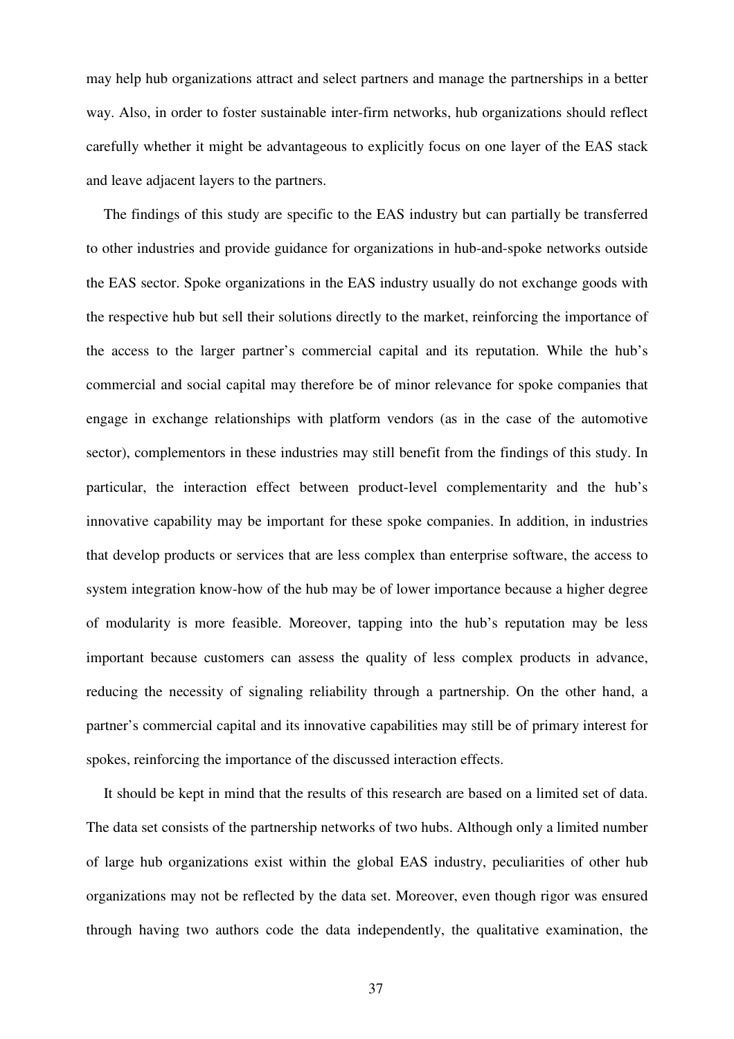may help hub organizations attract and select partners and manage the partnerships in a better way. Also, in order to foster sustainable inter-firm networks, hub organizations should reflect carefully whether it might be advantageous to explicitly focus on one layer of the EAS stack and leave adjacent layers to the partners.

The findings of this study are specific to the EAS industry but can partially be transferred to other industries and provide guidance for organizations in hub-and-spoke networks outside the EAS sector. Spoke organizations in the EAS industry usually do not exchange goods with the respective hub but sell their solutions directly to the market, reinforcing the importance of the access to the larger partner's commercial capital and its reputation. While the hub's commercial and social capital may therefore be of minor relevance for spoke companies that engage in exchange relationships with platform vendors (as in the case of the automotive sector), complementors in these industries may still benefit from the findings of this study. In particular, the interaction effect between product-level complementarity and the hub's innovative capability may be important for these spoke companies. In addition, in industries that develop products or services that are less complex than enterprise software, the access to system integration know-how of the hub may be of lower importance because a higher degree of modularity is more feasible. Moreover, tapping into the hub's reputation may be less important because customers can assess the quality of less complex products in advance, reducing the necessity of signaling reliability through a partnership. On the other hand, a partner's commercial capital and its innovative capabilities may still be of primary interest for spokes, reinforcing the importance of the discussed interaction effects.

It should be kept in mind that the results of this research are based on a limited set of data. The data set consists of the partnership networks of two hubs. Although only a limited number of large hub organizations exist within the global EAS industry, peculiarities of other hub organizations may not be reflected by the data set. Moreover, even though rigor was ensured through having two authors code the data independently, the qualitative examination, the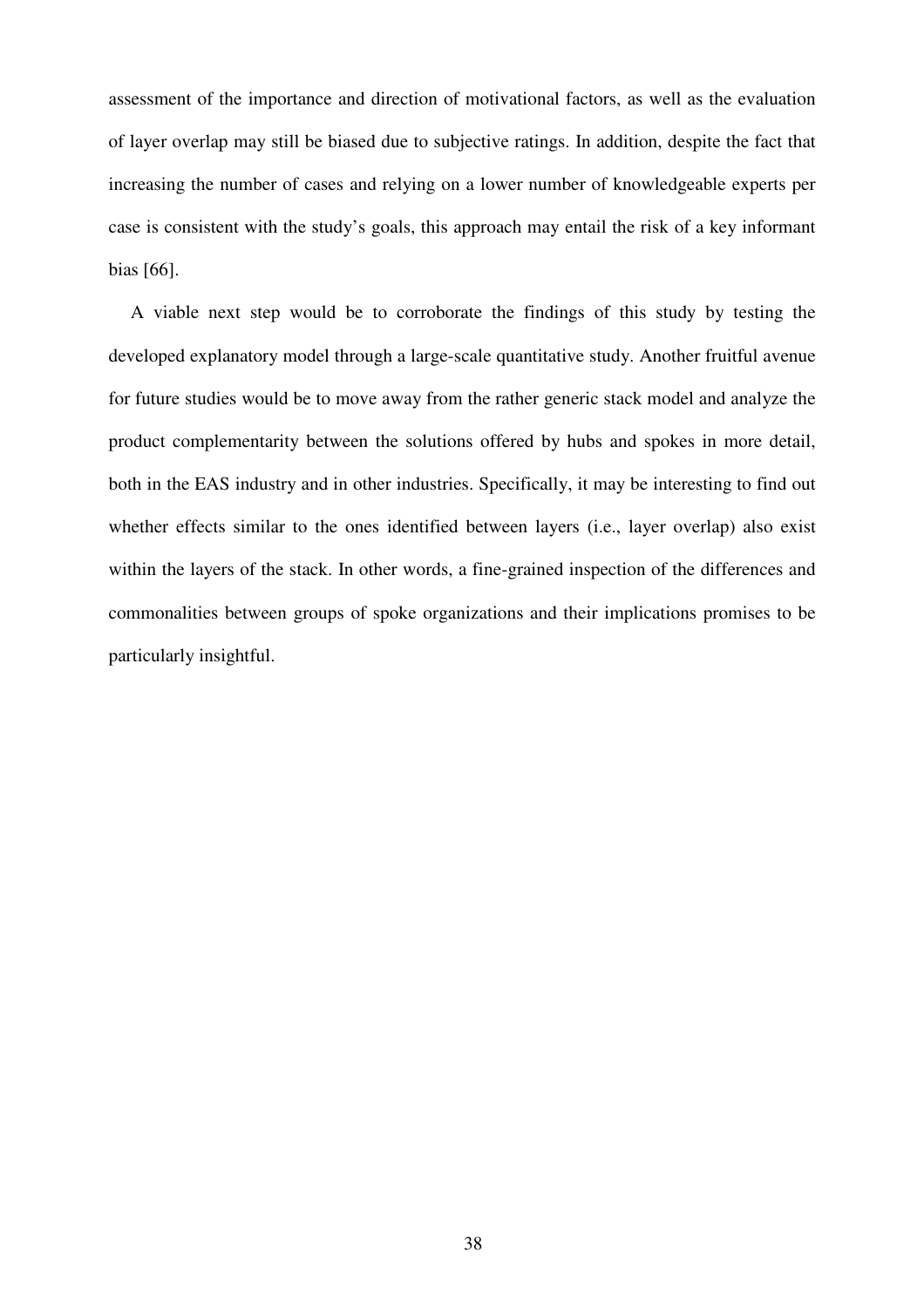assessment of the importance and direction of motivational factors, as well as the evaluation of layer overlap may still be biased due to subjective ratings. In addition, despite the fact that increasing the number of cases and relying on a lower number of knowledgeable experts per case is consistent with the study's goals, this approach may entail the risk of a key informant bias [66].

A viable next step would be to corroborate the findings of this study by testing the developed explanatory model through a large-scale quantitative study. Another fruitful avenue for future studies would be to move away from the rather generic stack model and analyze the product complementarity between the solutions offered by hubs and spokes in more detail, both in the EAS industry and in other industries. Specifically, it may be interesting to find out whether effects similar to the ones identified between layers (i.e., layer overlap) also exist within the layers of the stack. In other words, a fine-grained inspection of the differences and commonalities between groups of spoke organizations and their implications promises to be particularly insightful.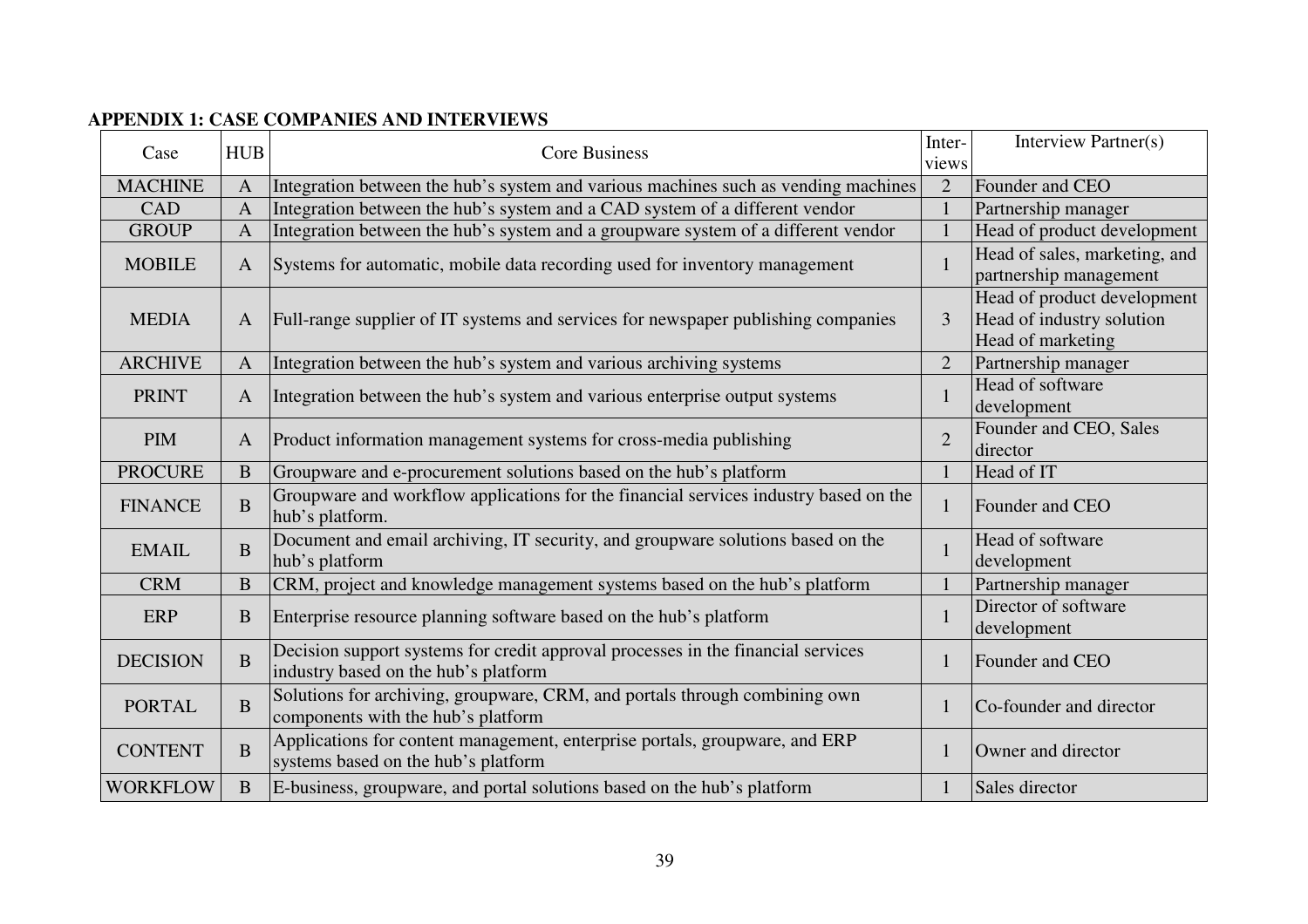**APPENDIX 1: CASE COMPANIES AND INTERVIEWS**

| Case | HUB | Core Business | Inter-views | Interview Partner(s) |
|---|---|---|---|---|
| MACHINE | A | Integration between the hub's system and various machines such as vending machines | 2 | Founder and CEO |
| CAD | A | Integration between the hub's system and a CAD system of a different vendor | 1 | Partnership manager |
| GROUP | A | Integration between the hub's system and a groupware system of a different vendor | 1 | Head of product development |
| MOBILE | A | Systems for automatic, mobile data recording used for inventory management | 1 | Head of sales, marketing, and partnership management |
| MEDIA | A | Full-range supplier of IT systems and services for newspaper publishing companies | 3 | Head of product development<br>Head of industry solution<br>Head of marketing |
| ARCHIVE | A | Integration between the hub's system and various archiving systems | 2 | Partnership manager |
| PRINT | A | Integration between the hub's system and various enterprise output systems | 1 | Head of software development |
| PIM | A | Product information management systems for cross-media publishing | 2 | Founder and CEO, Sales director |
| PROCURE | B | Groupware and e-procurement solutions based on the hub's platform | 1 | Head of IT |
| FINANCE | B | Groupware and workflow applications for the financial services industry based on the hub's platform. | 1 | Founder and CEO |
| EMAIL | B | Document and email archiving, IT security, and groupware solutions based on the hub's platform | 1 | Head of software development |
| CRM | B | CRM, project and knowledge management systems based on the hub's platform | 1 | Partnership manager |
| ERP | B | Enterprise resource planning software based on the hub's platform | 1 | Director of software development |
| DECISION | B | Decision support systems for credit approval processes in the financial services industry based on the hub's platform | 1 | Founder and CEO |
| PORTAL | B | Solutions for archiving, groupware, CRM, and portals through combining own components with the hub's platform | 1 | Co-founder and director |
| CONTENT | B | Applications for content management, enterprise portals, groupware, and ERP systems based on the hub's platform | 1 | Owner and director |
| WORKFLOW | B | E-business, groupware, and portal solutions based on the hub's platform | 1 | Sales director |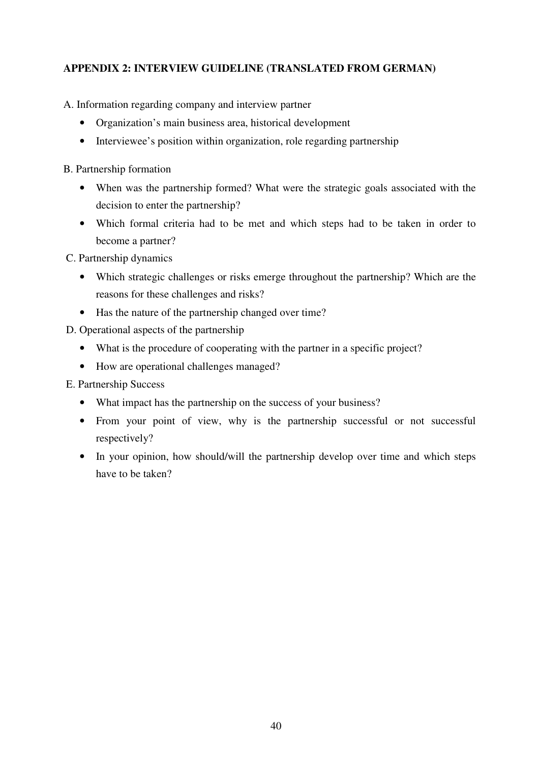## APPENDIX 2: INTERVIEW GUIDELINE (TRANSLATED FROM GERMAN)

A. Information regarding company and interview partner

- Organization's main business area, historical development
- Interviewee's position within organization, role regarding partnership

B. Partnership formation

- When was the partnership formed? What were the strategic goals associated with the decision to enter the partnership?
- Which formal criteria had to be met and which steps had to be taken in order to become a partner?

C. Partnership dynamics

- Which strategic challenges or risks emerge throughout the partnership? Which are the reasons for these challenges and risks?
- Has the nature of the partnership changed over time?

D. Operational aspects of the partnership

- What is the procedure of cooperating with the partner in a specific project?
- How are operational challenges managed?

E. Partnership Success

- What impact has the partnership on the success of your business?
- From your point of view, why is the partnership successful or not successful respectively?
- In your opinion, how should/will the partnership develop over time and which steps have to be taken?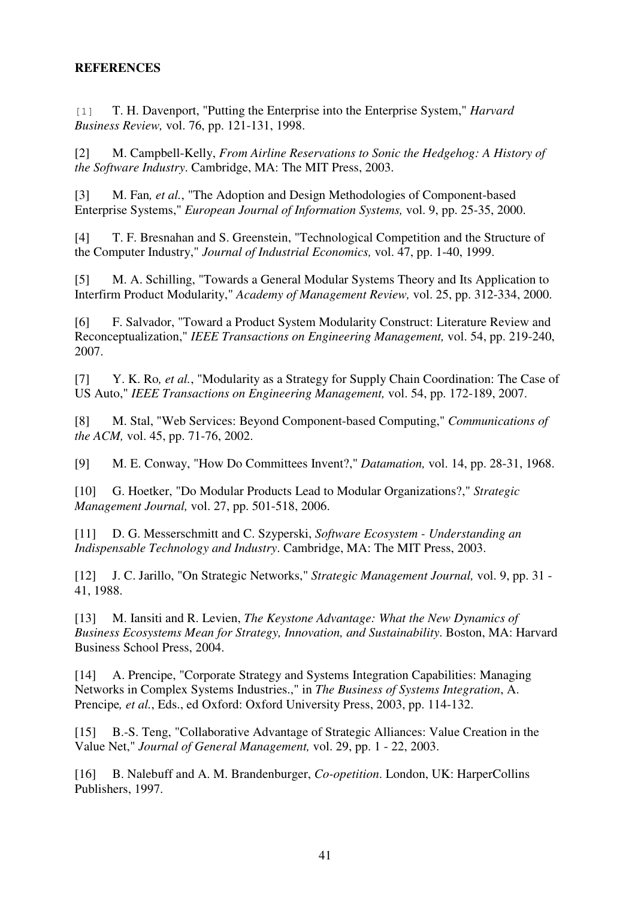**REFERENCES**

[1] T. H. Davenport, "Putting the Enterprise into the Enterprise System," *Harvard Business Review,* vol. 76, pp. 121-131, 1998.

[2] M. Campbell-Kelly, *From Airline Reservations to Sonic the Hedgehog: A History of the Software Industry*. Cambridge, MA: The MIT Press, 2003.

[3] M. Fan*, et al.*, "The Adoption and Design Methodologies of Component-based Enterprise Systems," *European Journal of Information Systems,* vol. 9, pp. 25-35, 2000.

[4] T. F. Bresnahan and S. Greenstein, "Technological Competition and the Structure of the Computer Industry," *Journal of Industrial Economics,* vol. 47, pp. 1-40, 1999.

[5] M. A. Schilling, "Towards a General Modular Systems Theory and Its Application to Interfirm Product Modularity," *Academy of Management Review,* vol. 25, pp. 312-334, 2000.

[6] F. Salvador, "Toward a Product System Modularity Construct: Literature Review and Reconceptualization," *IEEE Transactions on Engineering Management,* vol. 54, pp. 219-240, 2007.

[7] Y. K. Ro*, et al.*, "Modularity as a Strategy for Supply Chain Coordination: The Case of US Auto," *IEEE Transactions on Engineering Management,* vol. 54, pp. 172-189, 2007.

[8] M. Stal, "Web Services: Beyond Component-based Computing," *Communications of the ACM,* vol. 45, pp. 71-76, 2002.

[9] M. E. Conway, "How Do Committees Invent?," *Datamation,* vol. 14, pp. 28-31, 1968.

[10] G. Hoetker, "Do Modular Products Lead to Modular Organizations?," *Strategic Management Journal,* vol. 27, pp. 501-518, 2006.

[11] D. G. Messerschmitt and C. Szyperski, *Software Ecosystem - Understanding an Indispensable Technology and Industry*. Cambridge, MA: The MIT Press, 2003.

[12] J. C. Jarillo, "On Strategic Networks," *Strategic Management Journal,* vol. 9, pp. 31 - 41, 1988.

[13] M. Iansiti and R. Levien, *The Keystone Advantage: What the New Dynamics of Business Ecosystems Mean for Strategy, Innovation, and Sustainability*. Boston, MA: Harvard Business School Press, 2004.

[14] A. Prencipe, "Corporate Strategy and Systems Integration Capabilities: Managing Networks in Complex Systems Industries.," in *The Business of Systems Integration*, A. Prencipe*, et al.*, Eds., ed Oxford: Oxford University Press, 2003, pp. 114-132.

[15] B.-S. Teng, "Collaborative Advantage of Strategic Alliances: Value Creation in the Value Net," *Journal of General Management,* vol. 29, pp. 1 - 22, 2003.

[16] B. Nalebuff and A. M. Brandenburger, *Co-opetition*. London, UK: HarperCollins Publishers, 1997.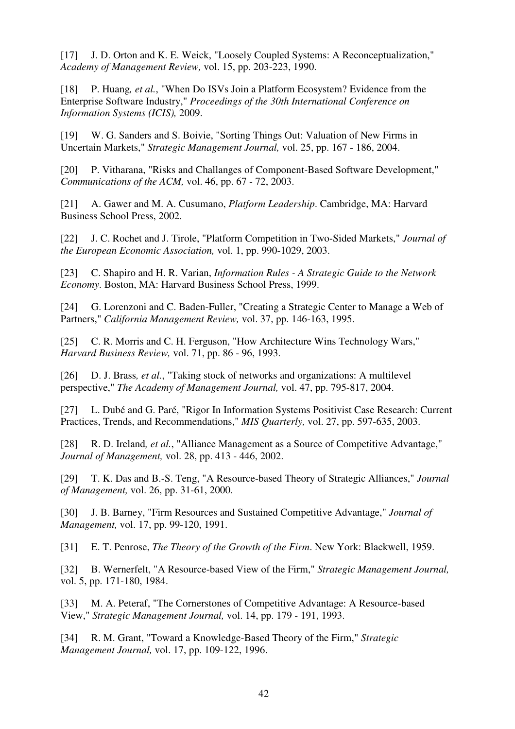[17] J. D. Orton and K. E. Weick, "Loosely Coupled Systems: A Reconceptualization," *Academy of Management Review,* vol. 15, pp. 203-223, 1990.

[18] P. Huang*, et al.*, "When Do ISVs Join a Platform Ecosystem? Evidence from the Enterprise Software Industry," *Proceedings of the 30th International Conference on Information Systems (ICIS),* 2009.

[19] W. G. Sanders and S. Boivie, "Sorting Things Out: Valuation of New Firms in Uncertain Markets," *Strategic Management Journal,* vol. 25, pp. 167 - 186, 2004.

[20] P. Vitharana, "Risks and Challanges of Component-Based Software Development," *Communications of the ACM,* vol. 46, pp. 67 - 72, 2003.

[21] A. Gawer and M. A. Cusumano, *Platform Leadership*. Cambridge, MA: Harvard Business School Press, 2002.

[22] J. C. Rochet and J. Tirole, "Platform Competition in Two-Sided Markets," *Journal of the European Economic Association,* vol. 1, pp. 990-1029, 2003.

[23] C. Shapiro and H. R. Varian, *Information Rules - A Strategic Guide to the Network Economy*. Boston, MA: Harvard Business School Press, 1999.

[24] G. Lorenzoni and C. Baden-Fuller, "Creating a Strategic Center to Manage a Web of Partners," *California Management Review,* vol. 37, pp. 146-163, 1995.

[25] C. R. Morris and C. H. Ferguson, "How Architecture Wins Technology Wars," *Harvard Business Review,* vol. 71, pp. 86 - 96, 1993.

[26] D. J. Brass*, et al.*, "Taking stock of networks and organizations: A multilevel perspective," *The Academy of Management Journal,* vol. 47, pp. 795-817, 2004.

[27] L. Dubé and G. Paré, "Rigor In Information Systems Positivist Case Research: Current Practices, Trends, and Recommendations," *MIS Quarterly,* vol. 27, pp. 597-635, 2003.

[28] R. D. Ireland*, et al.*, "Alliance Management as a Source of Competitive Advantage," *Journal of Management,* vol. 28, pp. 413 - 446, 2002.

[29] T. K. Das and B.-S. Teng, "A Resource-based Theory of Strategic Alliances," *Journal of Management,* vol. 26, pp. 31-61, 2000.

[30] J. B. Barney, "Firm Resources and Sustained Competitive Advantage," *Journal of Management,* vol. 17, pp. 99-120, 1991.

[31] E. T. Penrose, *The Theory of the Growth of the Firm*. New York: Blackwell, 1959.

[32] B. Wernerfelt, "A Resource-based View of the Firm," *Strategic Management Journal,* vol. 5, pp. 171-180, 1984.

[33] M. A. Peteraf, "The Cornerstones of Competitive Advantage: A Resource-based View," *Strategic Management Journal,* vol. 14, pp. 179 - 191, 1993.

[34] R. M. Grant, "Toward a Knowledge-Based Theory of the Firm," *Strategic Management Journal,* vol. 17, pp. 109-122, 1996.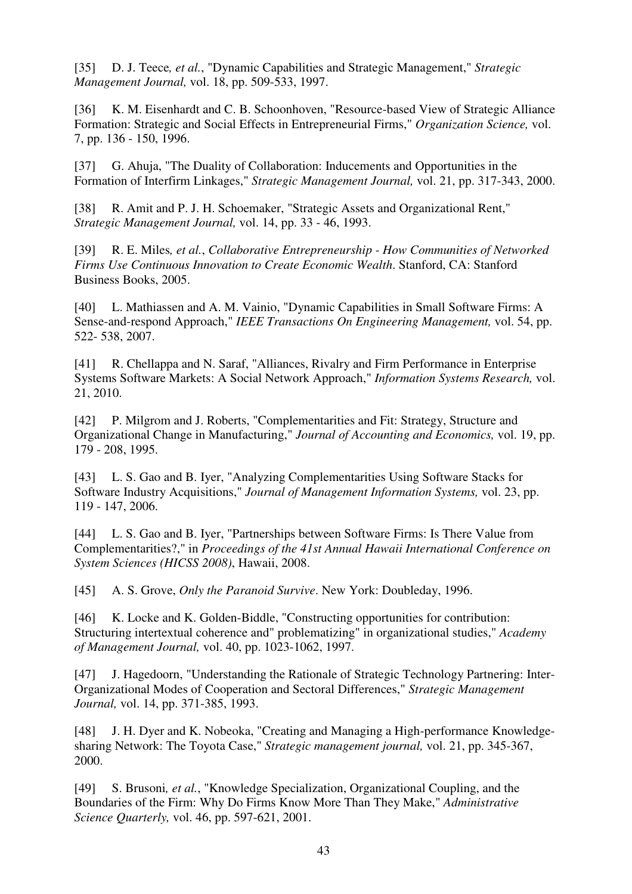[35] D. J. Teece*, et al.*, "Dynamic Capabilities and Strategic Management," *Strategic Management Journal,* vol. 18, pp. 509-533, 1997.

[36] K. M. Eisenhardt and C. B. Schoonhoven, "Resource-based View of Strategic Alliance Formation: Strategic and Social Effects in Entrepreneurial Firms," *Organization Science,* vol. 7, pp. 136 - 150, 1996.

[37] G. Ahuja, "The Duality of Collaboration: Inducements and Opportunities in the Formation of Interfirm Linkages," *Strategic Management Journal,* vol. 21, pp. 317-343, 2000.

[38] R. Amit and P. J. H. Schoemaker, "Strategic Assets and Organizational Rent," *Strategic Management Journal,* vol. 14, pp. 33 - 46, 1993.

[39] R. E. Miles*, et al.*, *Collaborative Entrepreneurship - How Communities of Networked Firms Use Continuous Innovation to Create Economic Wealth*. Stanford, CA: Stanford Business Books, 2005.

[40] L. Mathiassen and A. M. Vainio, "Dynamic Capabilities in Small Software Firms: A Sense-and-respond Approach," *IEEE Transactions On Engineering Management,* vol. 54, pp. 522- 538, 2007.

[41] R. Chellappa and N. Saraf, "Alliances, Rivalry and Firm Performance in Enterprise Systems Software Markets: A Social Network Approach," *Information Systems Research,* vol. 21, 2010.

[42] P. Milgrom and J. Roberts, "Complementarities and Fit: Strategy, Structure and Organizational Change in Manufacturing," *Journal of Accounting and Economics,* vol. 19, pp. 179 - 208, 1995.

[43] L. S. Gao and B. Iyer, "Analyzing Complementarities Using Software Stacks for Software Industry Acquisitions," *Journal of Management Information Systems,* vol. 23, pp. 119 - 147, 2006.

[44] L. S. Gao and B. Iyer, "Partnerships between Software Firms: Is There Value from Complementarities?," in *Proceedings of the 41st Annual Hawaii International Conference on System Sciences (HICSS 2008)*, Hawaii, 2008.

[45] A. S. Grove, *Only the Paranoid Survive*. New York: Doubleday, 1996.

[46] K. Locke and K. Golden-Biddle, "Constructing opportunities for contribution: Structuring intertextual coherence and" problematizing" in organizational studies," *Academy of Management Journal,* vol. 40, pp. 1023-1062, 1997.

[47] J. Hagedoorn, "Understanding the Rationale of Strategic Technology Partnering: Inter-Organizational Modes of Cooperation and Sectoral Differences," *Strategic Management Journal,* vol. 14, pp. 371-385, 1993.

[48] J. H. Dyer and K. Nobeoka, "Creating and Managing a High-performance Knowledge-sharing Network: The Toyota Case," *Strategic management journal,* vol. 21, pp. 345-367, 2000.

[49] S. Brusoni*, et al.*, "Knowledge Specialization, Organizational Coupling, and the Boundaries of the Firm: Why Do Firms Know More Than They Make," *Administrative Science Quarterly,* vol. 46, pp. 597-621, 2001.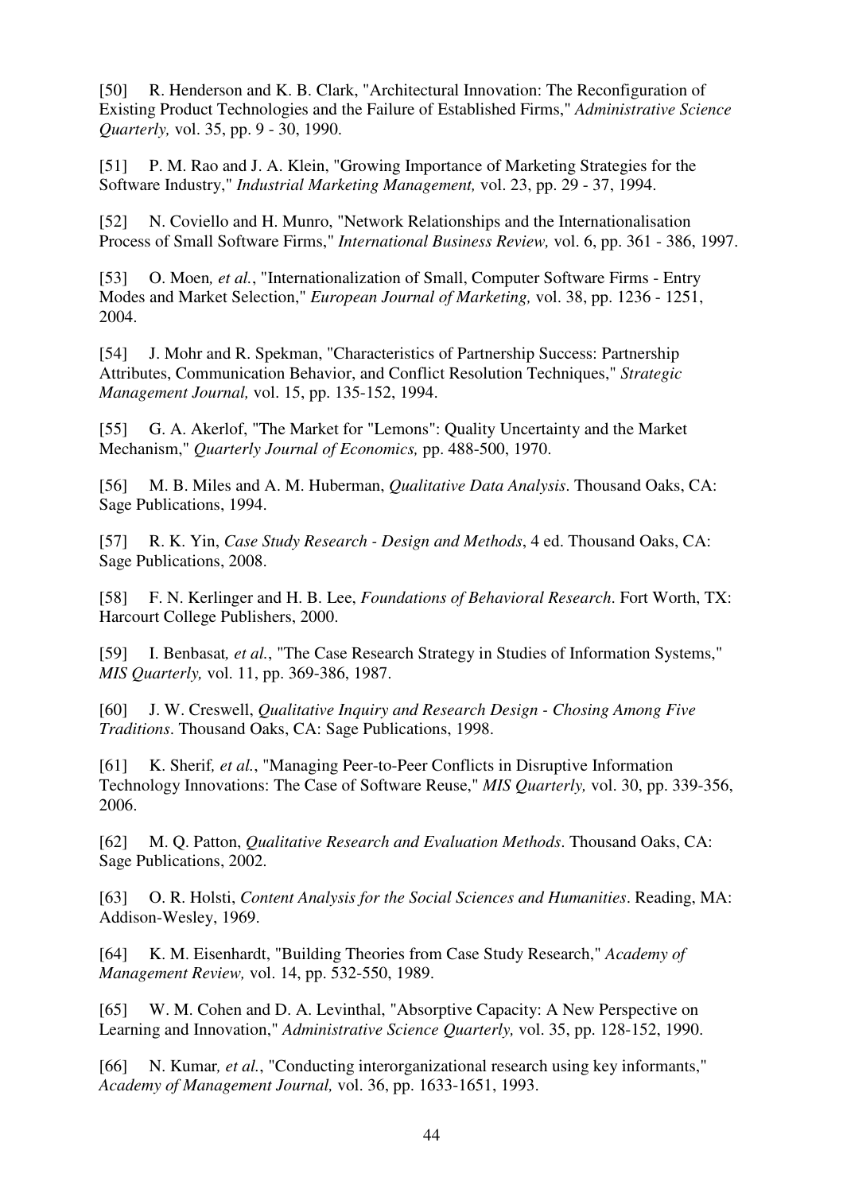[50] R. Henderson and K. B. Clark, "Architectural Innovation: The Reconfiguration of Existing Product Technologies and the Failure of Established Firms," *Administrative Science Quarterly,* vol. 35, pp. 9 - 30, 1990.

[51] P. M. Rao and J. A. Klein, "Growing Importance of Marketing Strategies for the Software Industry," *Industrial Marketing Management,* vol. 23, pp. 29 - 37, 1994.

[52] N. Coviello and H. Munro, "Network Relationships and the Internationalisation Process of Small Software Firms," *International Business Review,* vol. 6, pp. 361 - 386, 1997.

[53] O. Moen*, et al.*, "Internationalization of Small, Computer Software Firms - Entry Modes and Market Selection," *European Journal of Marketing,* vol. 38, pp. 1236 - 1251, 2004.

[54] J. Mohr and R. Spekman, "Characteristics of Partnership Success: Partnership Attributes, Communication Behavior, and Conflict Resolution Techniques," *Strategic Management Journal,* vol. 15, pp. 135-152, 1994.

[55] G. A. Akerlof, "The Market for "Lemons": Quality Uncertainty and the Market Mechanism," *Quarterly Journal of Economics,* pp. 488-500, 1970.

[56] M. B. Miles and A. M. Huberman, *Qualitative Data Analysis*. Thousand Oaks, CA: Sage Publications, 1994.

[57] R. K. Yin, *Case Study Research - Design and Methods*, 4 ed. Thousand Oaks, CA: Sage Publications, 2008.

[58] F. N. Kerlinger and H. B. Lee, *Foundations of Behavioral Research*. Fort Worth, TX: Harcourt College Publishers, 2000.

[59] I. Benbasat*, et al.*, "The Case Research Strategy in Studies of Information Systems," *MIS Quarterly,* vol. 11, pp. 369-386, 1987.

[60] J. W. Creswell, *Qualitative Inquiry and Research Design - Chosing Among Five Traditions*. Thousand Oaks, CA: Sage Publications, 1998.

[61] K. Sherif*, et al.*, "Managing Peer-to-Peer Conflicts in Disruptive Information Technology Innovations: The Case of Software Reuse," *MIS Quarterly,* vol. 30, pp. 339-356, 2006.

[62] M. Q. Patton, *Qualitative Research and Evaluation Methods*. Thousand Oaks, CA: Sage Publications, 2002.

[63] O. R. Holsti, *Content Analysis for the Social Sciences and Humanities*. Reading, MA: Addison-Wesley, 1969.

[64] K. M. Eisenhardt, "Building Theories from Case Study Research," *Academy of Management Review,* vol. 14, pp. 532-550, 1989.

[65] W. M. Cohen and D. A. Levinthal, "Absorptive Capacity: A New Perspective on Learning and Innovation," *Administrative Science Quarterly,* vol. 35, pp. 128-152, 1990.

[66] N. Kumar*, et al.*, "Conducting interorganizational research using key informants," *Academy of Management Journal,* vol. 36, pp. 1633-1651, 1993.